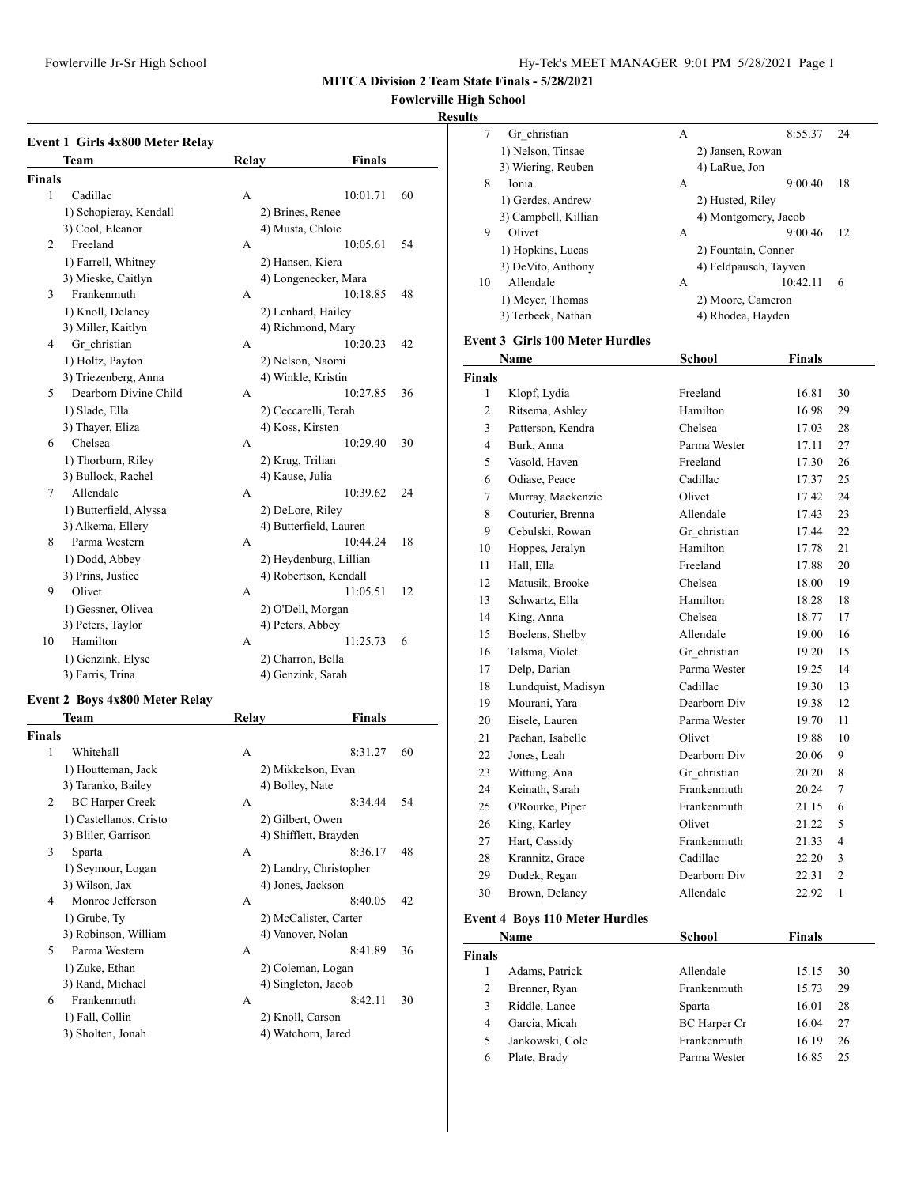**MITCA Division 2 Team State Finals - 5/28/2021**

**Fowlerville High School**

**Results**

### Event 1 Girls 4x800 Meter Relay

| | Team | Relay | Finals | |
|---|---|---|---|---|
| **Finals** | | | | |
| 1 | Cadillac | A | 10:01.71 | 60 |
| | 1) Schopieray, Kendall | 2) Brines, Renee | | |
| | 3) Cool, Eleanor | 4) Musta, Chloie | | |
| 2 | Freeland | A | 10:05.61 | 54 |
| | 1) Farrell, Whitney | 2) Hansen, Kiera | | |
| | 3) Mieske, Caitlyn | 4) Longenecker, Mara | | |
| 3 | Frankenmuth | A | 10:18.85 | 48 |
| | 1) Knoll, Delaney | 2) Lenhard, Hailey | | |
| | 3) Miller, Kaitlyn | 4) Richmond, Mary | | |
| 4 | Gr_christian | A | 10:20.23 | 42 |
| | 1) Holtz, Payton | 2) Nelson, Naomi | | |
| | 3) Triezenberg, Anna | 4) Winkle, Kristin | | |
| 5 | Dearborn Divine Child | A | 10:27.85 | 36 |
| | 1) Slade, Ella | 2) Ceccarelli, Terah | | |
| | 3) Thayer, Eliza | 4) Koss, Kirsten | | |
| 6 | Chelsea | A | 10:29.40 | 30 |
| | 1) Thorburn, Riley | 2) Krug, Trilian | | |
| | 3) Bullock, Rachel | 4) Kause, Julia | | |
| 7 | Allendale | A | 10:39.62 | 24 |
| | 1) Butterfield, Alyssa | 2) DeLore, Riley | | |
| | 3) Alkema, Ellery | 4) Butterfield, Lauren | | |
| 8 | Parma Western | A | 10:44.24 | 18 |
| | 1) Dodd, Abbey | 2) Heydenburg, Lillian | | |
| | 3) Prins, Justice | 4) Robertson, Kendall | | |
| 9 | Olivet | A | 11:05.51 | 12 |
| | 1) Gessner, Olivea | 2) O'Dell, Morgan | | |
| | 3) Peters, Taylor | 4) Peters, Abbey | | |
| 10 | Hamilton | A | 11:25.73 | 6 |
| | 1) Genzink, Elyse | 2) Charron, Bella | | |
| | 3) Farris, Trina | 4) Genzink, Sarah | | |

### Event 2 Boys 4x800 Meter Relay

| | Team | Relay | Finals | |
|---|---|---|---|---|
| **Finals** | | | | |
| 1 | Whitehall | A | 8:31.27 | 60 |
| | 1) Houtteman, Jack | 2) Mikkelson, Evan | | |
| | 3) Taranko, Bailey | 4) Bolley, Nate | | |
| 2 | BC Harper Creek | A | 8:34.44 | 54 |
| | 1) Castellanos, Cristo | 2) Gilbert, Owen | | |
| | 3) Bliler, Garrison | 4) Shifflett, Brayden | | |
| 3 | Sparta | A | 8:36.17 | 48 |
| | 1) Seymour, Logan | 2) Landry, Christopher | | |
| | 3) Wilson, Jax | 4) Jones, Jackson | | |
| 4 | Monroe Jefferson | A | 8:40.05 | 42 |
| | 1) Grube, Ty | 2) McCalister, Carter | | |
| | 3) Robinson, William | 4) Vanover, Nolan | | |
| 5 | Parma Western | A | 8:41.89 | 36 |
| | 1) Zuke, Ethan | 2) Coleman, Logan | | |
| | 3) Rand, Michael | 4) Singleton, Jacob | | |
| 6 | Frankenmuth | A | 8:42.11 | 30 |
| | 1) Fall, Collin | 2) Knoll, Carson | | |
| | 3) Sholten, Jonah | 4) Watchorn, Jared | | |
| 7 | Gr_christian | A | 8:55.37 | 24 |
| | 1) Nelson, Tinsae | 2) Jansen, Rowan | | |
| | 3) Wiering, Reuben | 4) LaRue, Jon | | |
| 8 | Ionia | A | 9:00.40 | 18 |
| | 1) Gerdes, Andrew | 2) Husted, Riley | | |
| | 3) Campbell, Killian | 4) Montgomery, Jacob | | |
| 9 | Olivet | A | 9:00.46 | 12 |
| | 1) Hopkins, Lucas | 2) Fountain, Conner | | |
| | 3) DeVito, Anthony | 4) Feldpausch, Tayven | | |
| 10 | Allendale | A | 10:42.11 | 6 |
| | 1) Meyer, Thomas | 2) Moore, Cameron | | |
| | 3) Terbeek, Nathan | 4) Rhodea, Hayden | | |

### Event 3 Girls 100 Meter Hurdles

| | Name | School | Finals | |
|---|---|---|---|---|
| **Finals** | | | | |
| 1 | Klopf, Lydia | Freeland | 16.81 | 30 |
| 2 | Ritsema, Ashley | Hamilton | 16.98 | 29 |
| 3 | Patterson, Kendra | Chelsea | 17.03 | 28 |
| 4 | Burk, Anna | Parma Wester | 17.11 | 27 |
| 5 | Vasold, Haven | Freeland | 17.30 | 26 |
| 6 | Odiase, Peace | Cadillac | 17.37 | 25 |
| 7 | Murray, Mackenzie | Olivet | 17.42 | 24 |
| 8 | Couturier, Brenna | Allendale | 17.43 | 23 |
| 9 | Cebulski, Rowan | Gr_christian | 17.44 | 22 |
| 10 | Hoppes, Jeralyn | Hamilton | 17.78 | 21 |
| 11 | Hall, Ella | Freeland | 17.88 | 20 |
| 12 | Matusik, Brooke | Chelsea | 18.00 | 19 |
| 13 | Schwartz, Ella | Hamilton | 18.28 | 18 |
| 14 | King, Anna | Chelsea | 18.77 | 17 |
| 15 | Boelens, Shelby | Allendale | 19.00 | 16 |
| 16 | Talsma, Violet | Gr_christian | 19.20 | 15 |
| 17 | Delp, Darian | Parma Wester | 19.25 | 14 |
| 18 | Lundquist, Madisyn | Cadillac | 19.30 | 13 |
| 19 | Mourani, Yara | Dearborn Div | 19.38 | 12 |
| 20 | Eisele, Lauren | Parma Wester | 19.70 | 11 |
| 21 | Pachan, Isabelle | Olivet | 19.88 | 10 |
| 22 | Jones, Leah | Dearborn Div | 20.06 | 9 |
| 23 | Wittung, Ana | Gr_christian | 20.20 | 8 |
| 24 | Keinath, Sarah | Frankenmuth | 20.24 | 7 |
| 25 | O'Rourke, Piper | Frankenmuth | 21.15 | 6 |
| 26 | King, Karley | Olivet | 21.22 | 5 |
| 27 | Hart, Cassidy | Frankenmuth | 21.33 | 4 |
| 28 | Krannitz, Grace | Cadillac | 22.20 | 3 |
| 29 | Dudek, Regan | Dearborn Div | 22.31 | 2 |
| 30 | Brown, Delaney | Allendale | 22.92 | 1 |

### Event 4 Boys 110 Meter Hurdles

| | Name | School | Finals | |
|---|---|---|---|---|
| **Finals** | | | | |
| 1 | Adams, Patrick | Allendale | 15.15 | 30 |
| 2 | Brenner, Ryan | Frankenmuth | 15.73 | 29 |
| 3 | Riddle, Lance | Sparta | 16.01 | 28 |
| 4 | Garcia, Micah | BC Harper Cr | 16.04 | 27 |
| 5 | Jankowski, Cole | Frankenmuth | 16.19 | 26 |
| 6 | Plate, Brady | Parma Wester | 16.85 | 25 |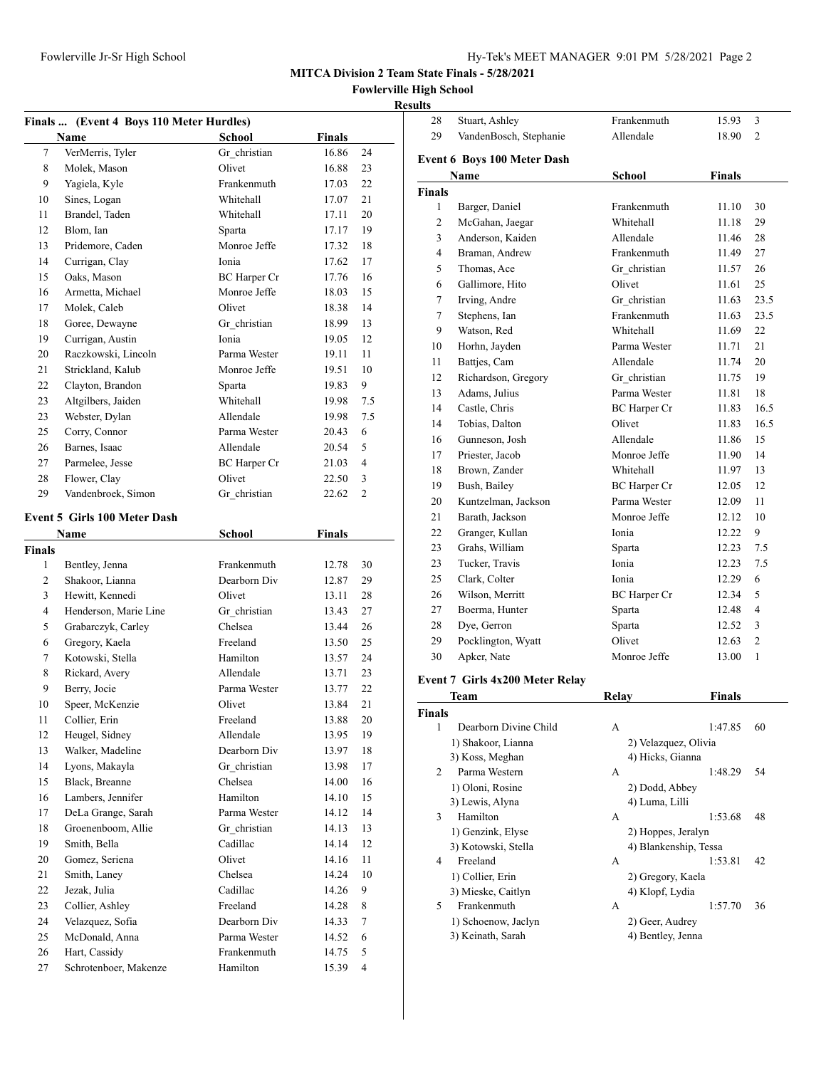**MITCA Division 2 Team State Finals - 5/28/2021**

**Fowlerville High School**

**Results**

### Finals ... (Event 4 Boys 110 Meter Hurdles)

| | Name | School | Finals | |
|---|---|---|---|---|
| 7 | VerMerris, Tyler | Gr_christian | 16.86 | 24 |
| 8 | Molek, Mason | Olivet | 16.88 | 23 |
| 9 | Yagiela, Kyle | Frankenmuth | 17.03 | 22 |
| 10 | Sines, Logan | Whitehall | 17.07 | 21 |
| 11 | Brandel, Taden | Whitehall | 17.11 | 20 |
| 12 | Blom, Ian | Sparta | 17.17 | 19 |
| 13 | Pridemore, Caden | Monroe Jeffe | 17.32 | 18 |
| 14 | Currigan, Clay | Ionia | 17.62 | 17 |
| 15 | Oaks, Mason | BC Harper Cr | 17.76 | 16 |
| 16 | Armetta, Michael | Monroe Jeffe | 18.03 | 15 |
| 17 | Molek, Caleb | Olivet | 18.38 | 14 |
| 18 | Goree, Dewayne | Gr_christian | 18.99 | 13 |
| 19 | Currigan, Austin | Ionia | 19.05 | 12 |
| 20 | Raczkowski, Lincoln | Parma Wester | 19.11 | 11 |
| 21 | Strickland, Kalub | Monroe Jeffe | 19.51 | 10 |
| 22 | Clayton, Brandon | Sparta | 19.83 | 9 |
| 23 | Altgilbers, Jaiden | Whitehall | 19.98 | 7.5 |
| 23 | Webster, Dylan | Allendale | 19.98 | 7.5 |
| 25 | Corry, Connor | Parma Wester | 20.43 | 6 |
| 26 | Barnes, Isaac | Allendale | 20.54 | 5 |
| 27 | Parmelee, Jesse | BC Harper Cr | 21.03 | 4 |
| 28 | Flower, Clay | Olivet | 22.50 | 3 |
| 29 | Vandenbroek, Simon | Gr_christian | 22.62 | 2 |

### Event 5 Girls 100 Meter Dash

| | Name | School | Finals | |
|---|---|---|---|---|
| **Finals** | | | | |
| 1 | Bentley, Jenna | Frankenmuth | 12.78 | 30 |
| 2 | Shakoor, Lianna | Dearborn Div | 12.87 | 29 |
| 3 | Hewitt, Kennedi | Olivet | 13.11 | 28 |
| 4 | Henderson, Marie Line | Gr_christian | 13.43 | 27 |
| 5 | Grabarczyk, Carley | Chelsea | 13.44 | 26 |
| 6 | Gregory, Kaela | Freeland | 13.50 | 25 |
| 7 | Kotowski, Stella | Hamilton | 13.57 | 24 |
| 8 | Rickard, Avery | Allendale | 13.71 | 23 |
| 9 | Berry, Jocie | Parma Wester | 13.77 | 22 |
| 10 | Speer, McKenzie | Olivet | 13.84 | 21 |
| 11 | Collier, Erin | Freeland | 13.88 | 20 |
| 12 | Heugel, Sidney | Allendale | 13.95 | 19 |
| 13 | Walker, Madeline | Dearborn Div | 13.97 | 18 |
| 14 | Lyons, Makayla | Gr_christian | 13.98 | 17 |
| 15 | Black, Breanne | Chelsea | 14.00 | 16 |
| 16 | Lambers, Jennifer | Hamilton | 14.10 | 15 |
| 17 | DeLa Grange, Sarah | Parma Wester | 14.12 | 14 |
| 18 | Groenenboom, Allie | Gr_christian | 14.13 | 13 |
| 19 | Smith, Bella | Cadillac | 14.14 | 12 |
| 20 | Gomez, Seriena | Olivet | 14.16 | 11 |
| 21 | Smith, Laney | Chelsea | 14.24 | 10 |
| 22 | Jezak, Julia | Cadillac | 14.26 | 9 |
| 23 | Collier, Ashley | Freeland | 14.28 | 8 |
| 24 | Velazquez, Sofia | Dearborn Div | 14.33 | 7 |
| 25 | McDonald, Anna | Parma Wester | 14.52 | 6 |
| 26 | Hart, Cassidy | Frankenmuth | 14.75 | 5 |
| 27 | Schrotenboer, Makenze | Hamilton | 15.39 | 4 |
| 28 | Stuart, Ashley | Frankenmuth | 15.93 | 3 |
| 29 | VandenBosch, Stephanie | Allendale | 18.90 | 2 |

### Event 6 Boys 100 Meter Dash

| | Name | School | Finals | |
|---|---|---|---|---|
| **Finals** | | | | |
| 1 | Barger, Daniel | Frankenmuth | 11.10 | 30 |
| 2 | McGahan, Jaegar | Whitehall | 11.18 | 29 |
| 3 | Anderson, Kaiden | Allendale | 11.46 | 28 |
| 4 | Braman, Andrew | Frankenmuth | 11.49 | 27 |
| 5 | Thomas, Ace | Gr_christian | 11.57 | 26 |
| 6 | Gallimore, Hito | Olivet | 11.61 | 25 |
| 7 | Irving, Andre | Gr_christian | 11.63 | 23.5 |
| 7 | Stephens, Ian | Frankenmuth | 11.63 | 23.5 |
| 9 | Watson, Red | Whitehall | 11.69 | 22 |
| 10 | Horhn, Jayden | Parma Wester | 11.71 | 21 |
| 11 | Battjes, Cam | Allendale | 11.74 | 20 |
| 12 | Richardson, Gregory | Gr_christian | 11.75 | 19 |
| 13 | Adams, Julius | Parma Wester | 11.81 | 18 |
| 14 | Castle, Chris | BC Harper Cr | 11.83 | 16.5 |
| 14 | Tobias, Dalton | Olivet | 11.83 | 16.5 |
| 16 | Gunneson, Josh | Allendale | 11.86 | 15 |
| 17 | Priester, Jacob | Monroe Jeffe | 11.90 | 14 |
| 18 | Brown, Zander | Whitehall | 11.97 | 13 |
| 19 | Bush, Bailey | BC Harper Cr | 12.05 | 12 |
| 20 | Kuntzelman, Jackson | Parma Wester | 12.09 | 11 |
| 21 | Barath, Jackson | Monroe Jeffe | 12.12 | 10 |
| 22 | Granger, Kullan | Ionia | 12.22 | 9 |
| 23 | Grahs, William | Sparta | 12.23 | 7.5 |
| 23 | Tucker, Travis | Ionia | 12.23 | 7.5 |
| 25 | Clark, Colter | Ionia | 12.29 | 6 |
| 26 | Wilson, Merritt | BC Harper Cr | 12.34 | 5 |
| 27 | Boerma, Hunter | Sparta | 12.48 | 4 |
| 28 | Dye, Gerron | Sparta | 12.52 | 3 |
| 29 | Pocklington, Wyatt | Olivet | 12.63 | 2 |
| 30 | Apker, Nate | Monroe Jeffe | 13.00 | 1 |

### Event 7 Girls 4x200 Meter Relay

| | Team | Relay | Finals | |
|---|---|---|---|---|
| **Finals** | | | | |
| 1 | Dearborn Divine Child | A | 1:47.85 | 60 |
| | 1) Shakoor, Lianna | 2) Velazquez, Olivia | | |
| | 3) Koss, Meghan | 4) Hicks, Gianna | | |
| 2 | Parma Western | A | 1:48.29 | 54 |
| | 1) Oloni, Rosine | 2) Dodd, Abbey | | |
| | 3) Lewis, Alyna | 4) Luma, Lilli | | |
| 3 | Hamilton | A | 1:53.68 | 48 |
| | 1) Genzink, Elyse | 2) Hoppes, Jeralyn | | |
| | 3) Kotowski, Stella | 4) Blankenship, Tessa | | |
| 4 | Freeland | A | 1:53.81 | 42 |
| | 1) Collier, Erin | 2) Gregory, Kaela | | |
| | 3) Mieske, Caitlyn | 4) Klopf, Lydia | | |
| 5 | Frankenmuth | A | 1:57.70 | 36 |
| | 1) Schoenow, Jaclyn | 2) Geer, Audrey | | |
| | 3) Keinath, Sarah | 4) Bentley, Jenna | | |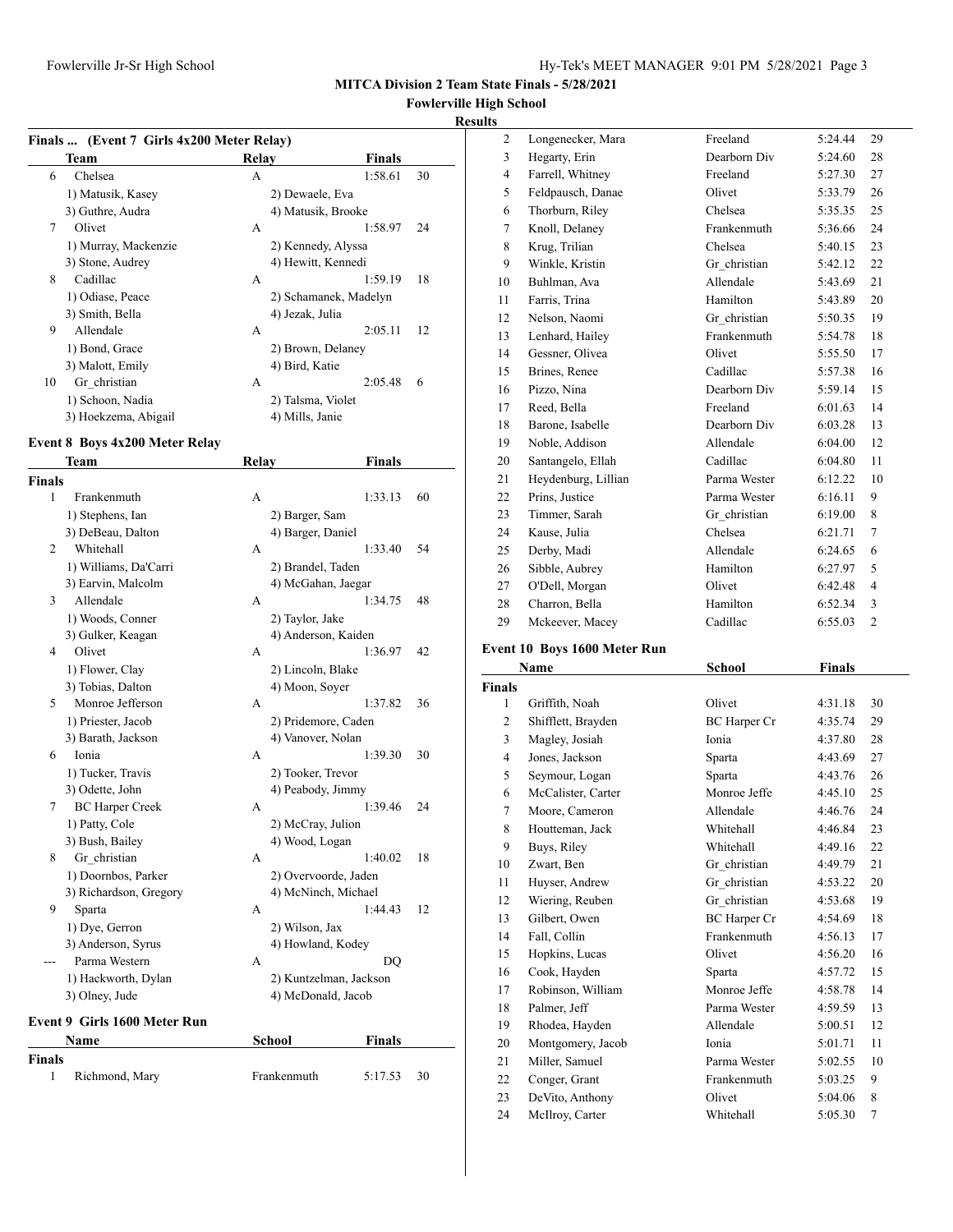**MITCA Division 2 Team State Finals - 5/28/2021**

**Fowlerville High School**

**Results**

### Finals ... (Event 7 Girls 4x200 Meter Relay)

| | Team | Relay | Finals | |
|---|---|---|---|---|
| 6 | Chelsea | A | 1:58.61 | 30 |
| | 1) Matusik, Kasey | 2) Dewaele, Eva | | |
| | 3) Guthre, Audra | 4) Matusik, Brooke | | |
| 7 | Olivet | A | 1:58.97 | 24 |
| | 1) Murray, Mackenzie | 2) Kennedy, Alyssa | | |
| | 3) Stone, Audrey | 4) Hewitt, Kennedi | | |
| 8 | Cadillac | A | 1:59.19 | 18 |
| | 1) Odiase, Peace | 2) Schamanek, Madelyn | | |
| | 3) Smith, Bella | 4) Jezak, Julia | | |
| 9 | Allendale | A | 2:05.11 | 12 |
| | 1) Bond, Grace | 2) Brown, Delaney | | |
| | 3) Malott, Emily | 4) Bird, Katie | | |
| 10 | Gr_christian | A | 2:05.48 | 6 |
| | 1) Schoon, Nadia | 2) Talsma, Violet | | |
| | 3) Hoekzema, Abigail | 4) Mills, Janie | | |

### Event 8 Boys 4x200 Meter Relay

| | Team | Relay | Finals | |
|---|---|---|---|---|
| **Finals** | | | | |
| 1 | Frankenmuth | A | 1:33.13 | 60 |
| | 1) Stephens, Ian | 2) Barger, Sam | | |
| | 3) DeBeau, Dalton | 4) Barger, Daniel | | |
| 2 | Whitehall | A | 1:33.40 | 54 |
| | 1) Williams, Da'Carri | 2) Brandel, Taden | | |
| | 3) Earvin, Malcolm | 4) McGahan, Jaegar | | |
| 3 | Allendale | A | 1:34.75 | 48 |
| | 1) Woods, Conner | 2) Taylor, Jake | | |
| | 3) Gulker, Keagan | 4) Anderson, Kaiden | | |
| 4 | Olivet | A | 1:36.97 | 42 |
| | 1) Flower, Clay | 2) Lincoln, Blake | | |
| | 3) Tobias, Dalton | 4) Moon, Soyer | | |
| 5 | Monroe Jefferson | A | 1:37.82 | 36 |
| | 1) Priester, Jacob | 2) Pridemore, Caden | | |
| | 3) Barath, Jackson | 4) Vanover, Nolan | | |
| 6 | Ionia | A | 1:39.30 | 30 |
| | 1) Tucker, Travis | 2) Tooker, Trevor | | |
| | 3) Odette, John | 4) Peabody, Jimmy | | |
| 7 | BC Harper Creek | A | 1:39.46 | 24 |
| | 1) Patty, Cole | 2) McCray, Julion | | |
| | 3) Bush, Bailey | 4) Wood, Logan | | |
| 8 | Gr_christian | A | 1:40.02 | 18 |
| | 1) Doornbos, Parker | 2) Overvoorde, Jaden | | |
| | 3) Richardson, Gregory | 4) McNinch, Michael | | |
| 9 | Sparta | A | 1:44.43 | 12 |
| | 1) Dye, Gerron | 2) Wilson, Jax | | |
| | 3) Anderson, Syrus | 4) Howland, Kodey | | |
| --- | Parma Western | A | DQ | |
| | 1) Hackworth, Dylan | 2) Kuntzelman, Jackson | | |
| | 3) Olney, Jude | 4) McDonald, Jacob | | |

### Event 9 Girls 1600 Meter Run

| | Name | School | Finals | |
|---|---|---|---|---|
| **Finals** | | | | |
| 1 | Richmond, Mary | Frankenmuth | 5:17.53 | 30 |
| 2 | Longenecker, Mara | Freeland | 5:24.44 | 29 |
| 3 | Hegarty, Erin | Dearborn Div | 5:24.60 | 28 |
| 4 | Farrell, Whitney | Freeland | 5:27.30 | 27 |
| 5 | Feldpausch, Danae | Olivet | 5:33.79 | 26 |
| 6 | Thorburn, Riley | Chelsea | 5:35.35 | 25 |
| 7 | Knoll, Delaney | Frankenmuth | 5:36.66 | 24 |
| 8 | Krug, Trilian | Chelsea | 5:40.15 | 23 |
| 9 | Winkle, Kristin | Gr_christian | 5:42.12 | 22 |
| 10 | Buhlman, Ava | Allendale | 5:43.69 | 21 |
| 11 | Farris, Trina | Hamilton | 5:43.89 | 20 |
| 12 | Nelson, Naomi | Gr_christian | 5:50.35 | 19 |
| 13 | Lenhard, Hailey | Frankenmuth | 5:54.78 | 18 |
| 14 | Gessner, Olivea | Olivet | 5:55.50 | 17 |
| 15 | Brines, Renee | Cadillac | 5:57.38 | 16 |
| 16 | Pizzo, Nina | Dearborn Div | 5:59.14 | 15 |
| 17 | Reed, Bella | Freeland | 6:01.63 | 14 |
| 18 | Barone, Isabelle | Dearborn Div | 6:03.28 | 13 |
| 19 | Noble, Addison | Allendale | 6:04.00 | 12 |
| 20 | Santangelo, Ellah | Cadillac | 6:04.80 | 11 |
| 21 | Heydenburg, Lillian | Parma Wester | 6:12.22 | 10 |
| 22 | Prins, Justice | Parma Wester | 6:16.11 | 9 |
| 23 | Timmer, Sarah | Gr_christian | 6:19.00 | 8 |
| 24 | Kause, Julia | Chelsea | 6:21.71 | 7 |
| 25 | Derby, Madi | Allendale | 6:24.65 | 6 |
| 26 | Sibble, Aubrey | Hamilton | 6:27.97 | 5 |
| 27 | O'Dell, Morgan | Olivet | 6:42.48 | 4 |
| 28 | Charron, Bella | Hamilton | 6:52.34 | 3 |
| 29 | Mckeever, Macey | Cadillac | 6:55.03 | 2 |

### Event 10 Boys 1600 Meter Run

| | Name | School | Finals | |
|---|---|---|---|---|
| **Finals** | | | | |
| 1 | Griffith, Noah | Olivet | 4:31.18 | 30 |
| 2 | Shifflett, Brayden | BC Harper Cr | 4:35.74 | 29 |
| 3 | Magley, Josiah | Ionia | 4:37.80 | 28 |
| 4 | Jones, Jackson | Sparta | 4:43.69 | 27 |
| 5 | Seymour, Logan | Sparta | 4:43.76 | 26 |
| 6 | McCalister, Carter | Monroe Jeffe | 4:45.10 | 25 |
| 7 | Moore, Cameron | Allendale | 4:46.76 | 24 |
| 8 | Houtteman, Jack | Whitehall | 4:46.84 | 23 |
| 9 | Buys, Riley | Whitehall | 4:49.16 | 22 |
| 10 | Zwart, Ben | Gr_christian | 4:49.79 | 21 |
| 11 | Huyser, Andrew | Gr_christian | 4:53.22 | 20 |
| 12 | Wiering, Reuben | Gr_christian | 4:53.68 | 19 |
| 13 | Gilbert, Owen | BC Harper Cr | 4:54.69 | 18 |
| 14 | Fall, Collin | Frankenmuth | 4:56.13 | 17 |
| 15 | Hopkins, Lucas | Olivet | 4:56.20 | 16 |
| 16 | Cook, Hayden | Sparta | 4:57.72 | 15 |
| 17 | Robinson, William | Monroe Jeffe | 4:58.78 | 14 |
| 18 | Palmer, Jeff | Parma Wester | 4:59.59 | 13 |
| 19 | Rhodea, Hayden | Allendale | 5:00.51 | 12 |
| 20 | Montgomery, Jacob | Ionia | 5:01.71 | 11 |
| 21 | Miller, Samuel | Parma Wester | 5:02.55 | 10 |
| 22 | Conger, Grant | Frankenmuth | 5:03.25 | 9 |
| 23 | DeVito, Anthony | Olivet | 5:04.06 | 8 |
| 24 | McIlroy, Carter | Whitehall | 5:05.30 | 7 |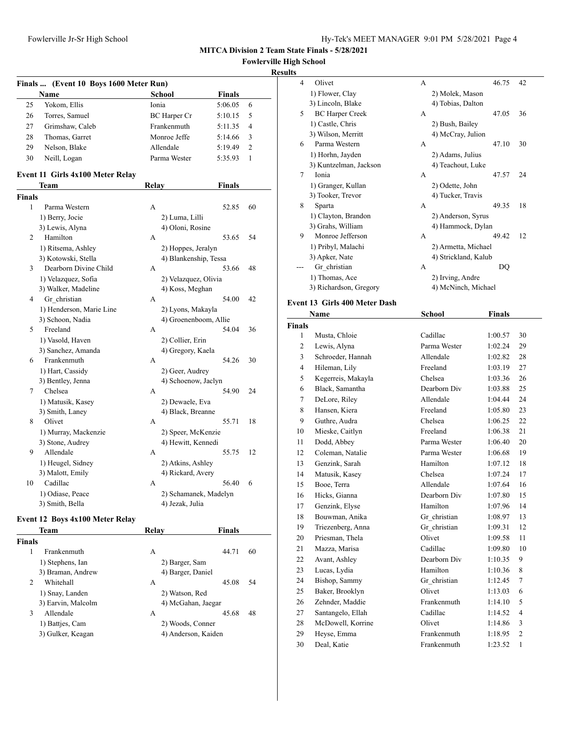**MITCA Division 2 Team State Finals - 5/28/2021**

**Fowlerville High School**

**Results**

### Finals ... (Event 10 Boys 1600 Meter Run)

| | Name | School | Finals | |
|---|---|---|---|---|
| 25 | Yokom, Ellis | Ionia | 5:06.05 | 6 |
| 26 | Torres, Samuel | BC Harper Cr | 5:10.15 | 5 |
| 27 | Grimshaw, Caleb | Frankenmuth | 5:11.35 | 4 |
| 28 | Thomas, Garret | Monroe Jeffe | 5:14.66 | 3 |
| 29 | Nelson, Blake | Allendale | 5:19.49 | 2 |
| 30 | Neill, Logan | Parma Wester | 5:35.93 | 1 |

### Event 11 Girls 4x100 Meter Relay

| | Team | Relay | Finals | |
|---|---|---|---|---|
| **Finals** | | | | |
| 1 | Parma Western | A | 52.85 | 60 |
| | 1) Berry, Jocie | 2) Luma, Lilli | | |
| | 3) Lewis, Alyna | 4) Oloni, Rosine | | |
| 2 | Hamilton | A | 53.65 | 54 |
| | 1) Ritsema, Ashley | 2) Hoppes, Jeralyn | | |
| | 3) Kotowski, Stella | 4) Blankenship, Tessa | | |
| 3 | Dearborn Divine Child | A | 53.66 | 48 |
| | 1) Velazquez, Sofia | 2) Velazquez, Olivia | | |
| | 3) Walker, Madeline | 4) Koss, Meghan | | |
| 4 | Gr_christian | A | 54.00 | 42 |
| | 1) Henderson, Marie Line | 2) Lyons, Makayla | | |
| | 3) Schoon, Nadia | 4) Groenenboom, Allie | | |
| 5 | Freeland | A | 54.04 | 36 |
| | 1) Vasold, Haven | 2) Collier, Erin | | |
| | 3) Sanchez, Amanda | 4) Gregory, Kaela | | |
| 6 | Frankenmuth | A | 54.26 | 30 |
| | 1) Hart, Cassidy | 2) Geer, Audrey | | |
| | 3) Bentley, Jenna | 4) Schoenow, Jaclyn | | |
| 7 | Chelsea | A | 54.90 | 24 |
| | 1) Matusik, Kasey | 2) Dewaele, Eva | | |
| | 3) Smith, Laney | 4) Black, Breanne | | |
| 8 | Olivet | A | 55.71 | 18 |
| | 1) Murray, Mackenzie | 2) Speer, McKenzie | | |
| | 3) Stone, Audrey | 4) Hewitt, Kennedi | | |
| 9 | Allendale | A | 55.75 | 12 |
| | 1) Heugel, Sidney | 2) Atkins, Ashley | | |
| | 3) Malott, Emily | 4) Rickard, Avery | | |
| 10 | Cadillac | A | 56.40 | 6 |
| | 1) Odiase, Peace | 2) Schamanek, Madelyn | | |
| | 3) Smith, Bella | 4) Jezak, Julia | | |

### Event 12 Boys 4x100 Meter Relay

| | Team | Relay | Finals | |
|---|---|---|---|---|
| **Finals** | | | | |
| 1 | Frankenmuth | A | 44.71 | 60 |
| | 1) Stephens, Ian | 2) Barger, Sam | | |
| | 3) Braman, Andrew | 4) Barger, Daniel | | |
| 2 | Whitehall | A | 45.08 | 54 |
| | 1) Snay, Landen | 2) Watson, Red | | |
| | 3) Earvin, Malcolm | 4) McGahan, Jaegar | | |
| 3 | Allendale | A | 45.68 | 48 |
| | 1) Battjes, Cam | 2) Woods, Conner | | |
| | 3) Gulker, Keagan | 4) Anderson, Kaiden | | |
| 4 | Olivet | A | 46.75 | 42 |
| | 1) Flower, Clay | 2) Molek, Mason | | |
| | 3) Lincoln, Blake | 4) Tobias, Dalton | | |
| 5 | BC Harper Creek | A | 47.05 | 36 |
| | 1) Castle, Chris | 2) Bush, Bailey | | |
| | 3) Wilson, Merritt | 4) McCray, Julion | | |
| 6 | Parma Western | A | 47.10 | 30 |
| | 1) Horhn, Jayden | 2) Adams, Julius | | |
| | 3) Kuntzelman, Jackson | 4) Teachout, Luke | | |
| 7 | Ionia | A | 47.57 | 24 |
| | 1) Granger, Kullan | 2) Odette, John | | |
| | 3) Tooker, Trevor | 4) Tucker, Travis | | |
| 8 | Sparta | A | 49.35 | 18 |
| | 1) Clayton, Brandon | 2) Anderson, Syrus | | |
| | 3) Grahs, William | 4) Hammock, Dylan | | |
| 9 | Monroe Jefferson | A | 49.42 | 12 |
| | 1) Pribyl, Malachi | 2) Armetta, Michael | | |
| | 3) Apker, Nate | 4) Strickland, Kalub | | |
| --- | Gr_christian | A | DQ | |
| | 1) Thomas, Ace | 2) Irving, Andre | | |
| | 3) Richardson, Gregory | 4) McNinch, Michael | | |

### Event 13 Girls 400 Meter Dash

| | Name | School | Finals | |
|---|---|---|---|---|
| **Finals** | | | | |
| 1 | Musta, Chloie | Cadillac | 1:00.57 | 30 |
| 2 | Lewis, Alyna | Parma Wester | 1:02.24 | 29 |
| 3 | Schroeder, Hannah | Allendale | 1:02.82 | 28 |
| 4 | Hileman, Lily | Freeland | 1:03.19 | 27 |
| 5 | Kegerreis, Makayla | Chelsea | 1:03.36 | 26 |
| 6 | Black, Samantha | Dearborn Div | 1:03.88 | 25 |
| 7 | DeLore, Riley | Allendale | 1:04.44 | 24 |
| 8 | Hansen, Kiera | Freeland | 1:05.80 | 23 |
| 9 | Guthre, Audra | Chelsea | 1:06.25 | 22 |
| 10 | Mieske, Caitlyn | Freeland | 1:06.38 | 21 |
| 11 | Dodd, Abbey | Parma Wester | 1:06.40 | 20 |
| 12 | Coleman, Natalie | Parma Wester | 1:06.68 | 19 |
| 13 | Genzink, Sarah | Hamilton | 1:07.12 | 18 |
| 14 | Matusik, Kasey | Chelsea | 1:07.24 | 17 |
| 15 | Booe, Terra | Allendale | 1:07.64 | 16 |
| 16 | Hicks, Gianna | Dearborn Div | 1:07.80 | 15 |
| 17 | Genzink, Elyse | Hamilton | 1:07.96 | 14 |
| 18 | Bouwman, Anika | Gr_christian | 1:08.97 | 13 |
| 19 | Triezenberg, Anna | Gr_christian | 1:09.31 | 12 |
| 20 | Priesman, Thela | Olivet | 1:09.58 | 11 |
| 21 | Mazza, Marisa | Cadillac | 1:09.80 | 10 |
| 22 | Avant, Ashley | Dearborn Div | 1:10.35 | 9 |
| 23 | Lucas, Lydia | Hamilton | 1:10.36 | 8 |
| 24 | Bishop, Sammy | Gr_christian | 1:12.45 | 7 |
| 25 | Baker, Brooklyn | Olivet | 1:13.03 | 6 |
| 26 | Zehnder, Maddie | Frankenmuth | 1:14.10 | 5 |
| 27 | Santangelo, Ellah | Cadillac | 1:14.52 | 4 |
| 28 | McDowell, Korrine | Olivet | 1:14.86 | 3 |
| 29 | Heyse, Emma | Frankenmuth | 1:18.95 | 2 |
| 30 | Deal, Katie | Frankenmuth | 1:23.52 | 1 |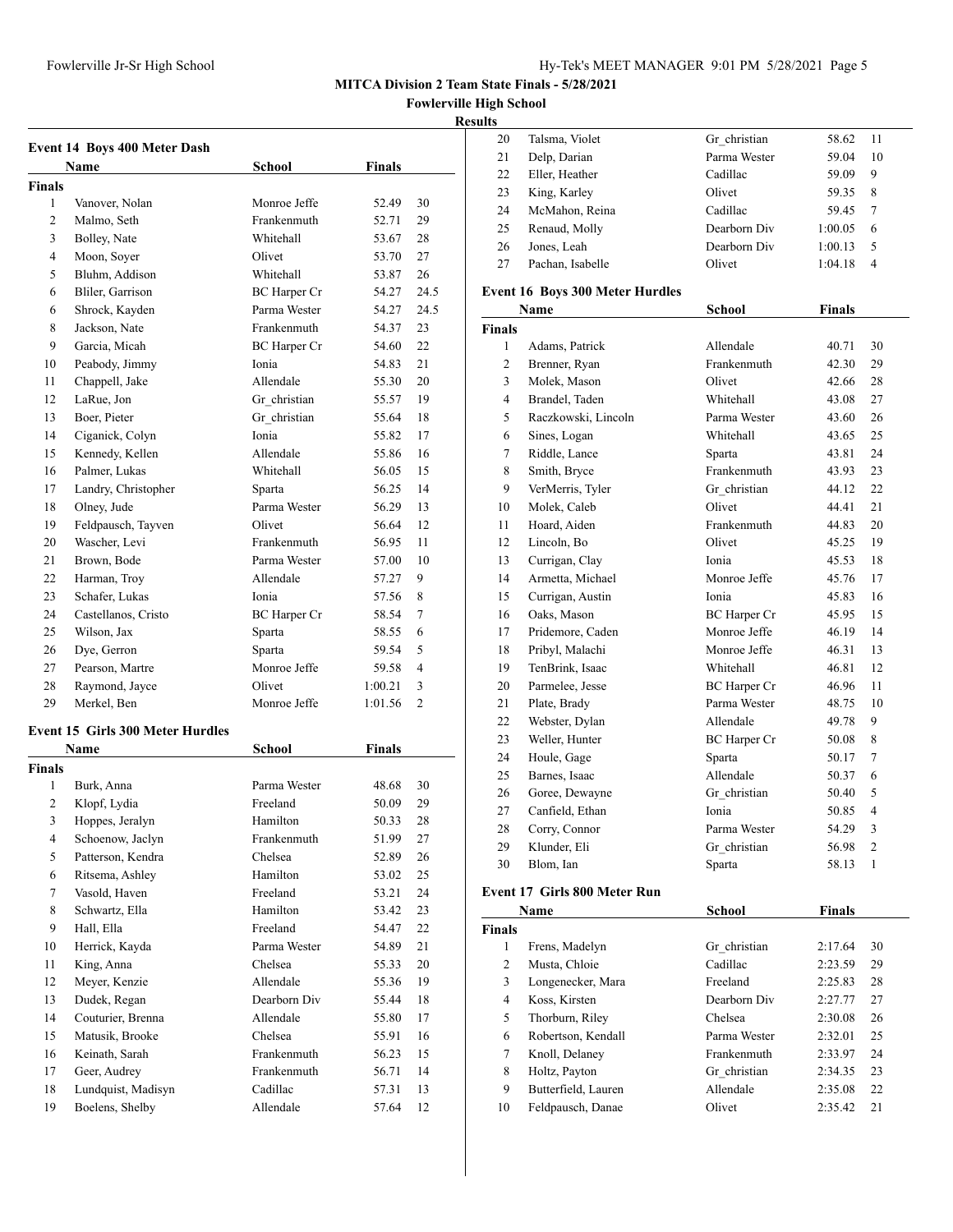**MITCA Division 2 Team State Finals - 5/28/2021**

**Fowlerville High School**

**Results**

### Event 14 Boys 400 Meter Dash

| | Name | School | Finals | |
|---|---|---|---|---|
| **Finals** | | | | |
| 1 | Vanover, Nolan | Monroe Jeffe | 52.49 | 30 |
| 2 | Malmo, Seth | Frankenmuth | 52.71 | 29 |
| 3 | Bolley, Nate | Whitehall | 53.67 | 28 |
| 4 | Moon, Soyer | Olivet | 53.70 | 27 |
| 5 | Bluhm, Addison | Whitehall | 53.87 | 26 |
| 6 | Bliler, Garrison | BC Harper Cr | 54.27 | 24.5 |
| 6 | Shrock, Kayden | Parma Wester | 54.27 | 24.5 |
| 8 | Jackson, Nate | Frankenmuth | 54.37 | 23 |
| 9 | Garcia, Micah | BC Harper Cr | 54.60 | 22 |
| 10 | Peabody, Jimmy | Ionia | 54.83 | 21 |
| 11 | Chappell, Jake | Allendale | 55.30 | 20 |
| 12 | LaRue, Jon | Gr_christian | 55.57 | 19 |
| 13 | Boer, Pieter | Gr_christian | 55.64 | 18 |
| 14 | Ciganick, Colyn | Ionia | 55.82 | 17 |
| 15 | Kennedy, Kellen | Allendale | 55.86 | 16 |
| 16 | Palmer, Lukas | Whitehall | 56.05 | 15 |
| 17 | Landry, Christopher | Sparta | 56.25 | 14 |
| 18 | Olney, Jude | Parma Wester | 56.29 | 13 |
| 19 | Feldpausch, Tayven | Olivet | 56.64 | 12 |
| 20 | Wascher, Levi | Frankenmuth | 56.95 | 11 |
| 21 | Brown, Bode | Parma Wester | 57.00 | 10 |
| 22 | Harman, Troy | Allendale | 57.27 | 9 |
| 23 | Schafer, Lukas | Ionia | 57.56 | 8 |
| 24 | Castellanos, Cristo | BC Harper Cr | 58.54 | 7 |
| 25 | Wilson, Jax | Sparta | 58.55 | 6 |
| 26 | Dye, Gerron | Sparta | 59.54 | 5 |
| 27 | Pearson, Martre | Monroe Jeffe | 59.58 | 4 |
| 28 | Raymond, Jayce | Olivet | 1:00.21 | 3 |
| 29 | Merkel, Ben | Monroe Jeffe | 1:01.56 | 2 |

### Event 15 Girls 300 Meter Hurdles

| | Name | School | Finals | |
|---|---|---|---|---|
| **Finals** | | | | |
| 1 | Burk, Anna | Parma Wester | 48.68 | 30 |
| 2 | Klopf, Lydia | Freeland | 50.09 | 29 |
| 3 | Hoppes, Jeralyn | Hamilton | 50.33 | 28 |
| 4 | Schoenow, Jaclyn | Frankenmuth | 51.99 | 27 |
| 5 | Patterson, Kendra | Chelsea | 52.89 | 26 |
| 6 | Ritsema, Ashley | Hamilton | 53.02 | 25 |
| 7 | Vasold, Haven | Freeland | 53.21 | 24 |
| 8 | Schwartz, Ella | Hamilton | 53.42 | 23 |
| 9 | Hall, Ella | Freeland | 54.47 | 22 |
| 10 | Herrick, Kayda | Parma Wester | 54.89 | 21 |
| 11 | King, Anna | Chelsea | 55.33 | 20 |
| 12 | Meyer, Kenzie | Allendale | 55.36 | 19 |
| 13 | Dudek, Regan | Dearborn Div | 55.44 | 18 |
| 14 | Couturier, Brenna | Allendale | 55.80 | 17 |
| 15 | Matusik, Brooke | Chelsea | 55.91 | 16 |
| 16 | Keinath, Sarah | Frankenmuth | 56.23 | 15 |
| 17 | Geer, Audrey | Frankenmuth | 56.71 | 14 |
| 18 | Lundquist, Madisyn | Cadillac | 57.31 | 13 |
| 19 | Boelens, Shelby | Allendale | 57.64 | 12 |
| 20 | Talsma, Violet | Gr_christian | 58.62 | 11 |
| 21 | Delp, Darian | Parma Wester | 59.04 | 10 |
| 22 | Eller, Heather | Cadillac | 59.09 | 9 |
| 23 | King, Karley | Olivet | 59.35 | 8 |
| 24 | McMahon, Reina | Cadillac | 59.45 | 7 |
| 25 | Renaud, Molly | Dearborn Div | 1:00.05 | 6 |
| 26 | Jones, Leah | Dearborn Div | 1:00.13 | 5 |
| 27 | Pachan, Isabelle | Olivet | 1:04.18 | 4 |

### Event 16 Boys 300 Meter Hurdles

| | Name | School | Finals | |
|---|---|---|---|---|
| **Finals** | | | | |
| 1 | Adams, Patrick | Allendale | 40.71 | 30 |
| 2 | Brenner, Ryan | Frankenmuth | 42.30 | 29 |
| 3 | Molek, Mason | Olivet | 42.66 | 28 |
| 4 | Brandel, Taden | Whitehall | 43.08 | 27 |
| 5 | Raczkowski, Lincoln | Parma Wester | 43.60 | 26 |
| 6 | Sines, Logan | Whitehall | 43.65 | 25 |
| 7 | Riddle, Lance | Sparta | 43.81 | 24 |
| 8 | Smith, Bryce | Frankenmuth | 43.93 | 23 |
| 9 | VerMerris, Tyler | Gr_christian | 44.12 | 22 |
| 10 | Molek, Caleb | Olivet | 44.41 | 21 |
| 11 | Hoard, Aiden | Frankenmuth | 44.83 | 20 |
| 12 | Lincoln, Bo | Olivet | 45.25 | 19 |
| 13 | Currigan, Clay | Ionia | 45.53 | 18 |
| 14 | Armetta, Michael | Monroe Jeffe | 45.76 | 17 |
| 15 | Currigan, Austin | Ionia | 45.83 | 16 |
| 16 | Oaks, Mason | BC Harper Cr | 45.95 | 15 |
| 17 | Pridemore, Caden | Monroe Jeffe | 46.19 | 14 |
| 18 | Pribyl, Malachi | Monroe Jeffe | 46.31 | 13 |
| 19 | TenBrink, Isaac | Whitehall | 46.81 | 12 |
| 20 | Parmelee, Jesse | BC Harper Cr | 46.96 | 11 |
| 21 | Plate, Brady | Parma Wester | 48.75 | 10 |
| 22 | Webster, Dylan | Allendale | 49.78 | 9 |
| 23 | Weller, Hunter | BC Harper Cr | 50.08 | 8 |
| 24 | Houle, Gage | Sparta | 50.17 | 7 |
| 25 | Barnes, Isaac | Allendale | 50.37 | 6 |
| 26 | Goree, Dewayne | Gr_christian | 50.40 | 5 |
| 27 | Canfield, Ethan | Ionia | 50.85 | 4 |
| 28 | Corry, Connor | Parma Wester | 54.29 | 3 |
| 29 | Klunder, Eli | Gr_christian | 56.98 | 2 |
| 30 | Blom, Ian | Sparta | 58.13 | 1 |

### Event 17 Girls 800 Meter Run

| | Name | School | Finals | |
|---|---|---|---|---|
| **Finals** | | | | |
| 1 | Frens, Madelyn | Gr_christian | 2:17.64 | 30 |
| 2 | Musta, Chloie | Cadillac | 2:23.59 | 29 |
| 3 | Longenecker, Mara | Freeland | 2:25.83 | 28 |
| 4 | Koss, Kirsten | Dearborn Div | 2:27.77 | 27 |
| 5 | Thorburn, Riley | Chelsea | 2:30.08 | 26 |
| 6 | Robertson, Kendall | Parma Wester | 2:32.01 | 25 |
| 7 | Knoll, Delaney | Frankenmuth | 2:33.97 | 24 |
| 8 | Holtz, Payton | Gr_christian | 2:34.35 | 23 |
| 9 | Butterfield, Lauren | Allendale | 2:35.08 | 22 |
| 10 | Feldpausch, Danae | Olivet | 2:35.42 | 21 |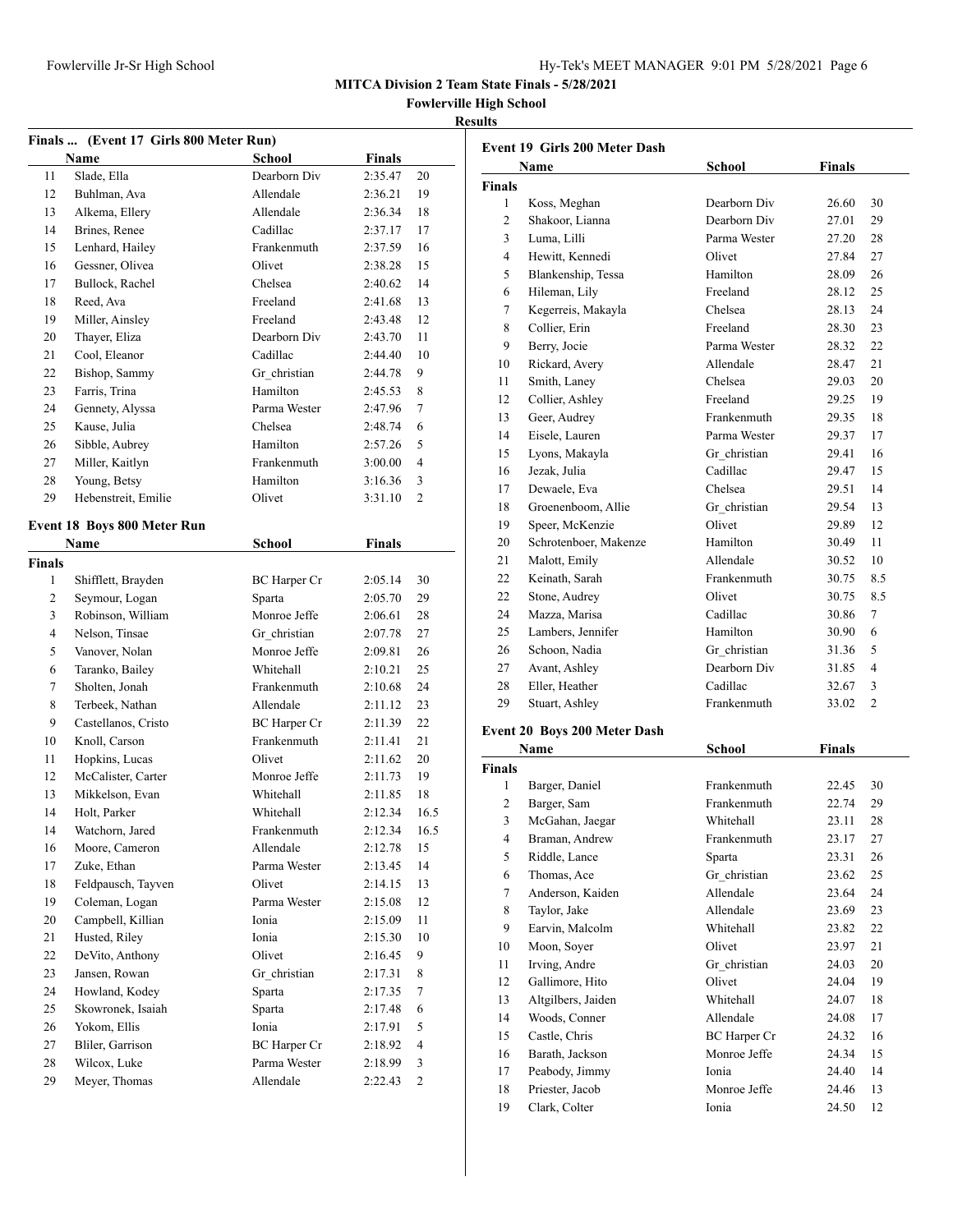**MITCA Division 2 Team State Finals - 5/28/2021**

**Fowlerville High School**

**Results**

### Finals ... (Event 17 Girls 800 Meter Run)

| | Name | School | Finals | |
|---|---|---|---|---|
| 11 | Slade, Ella | Dearborn Div | 2:35.47 | 20 |
| 12 | Buhlman, Ava | Allendale | 2:36.21 | 19 |
| 13 | Alkema, Ellery | Allendale | 2:36.34 | 18 |
| 14 | Brines, Renee | Cadillac | 2:37.17 | 17 |
| 15 | Lenhard, Hailey | Frankenmuth | 2:37.59 | 16 |
| 16 | Gessner, Olivea | Olivet | 2:38.28 | 15 |
| 17 | Bullock, Rachel | Chelsea | 2:40.62 | 14 |
| 18 | Reed, Ava | Freeland | 2:41.68 | 13 |
| 19 | Miller, Ainsley | Freeland | 2:43.48 | 12 |
| 20 | Thayer, Eliza | Dearborn Div | 2:43.70 | 11 |
| 21 | Cool, Eleanor | Cadillac | 2:44.40 | 10 |
| 22 | Bishop, Sammy | Gr_christian | 2:44.78 | 9 |
| 23 | Farris, Trina | Hamilton | 2:45.53 | 8 |
| 24 | Gennety, Alyssa | Parma Wester | 2:47.96 | 7 |
| 25 | Kause, Julia | Chelsea | 2:48.74 | 6 |
| 26 | Sibble, Aubrey | Hamilton | 2:57.26 | 5 |
| 27 | Miller, Kaitlyn | Frankenmuth | 3:00.00 | 4 |
| 28 | Young, Betsy | Hamilton | 3:16.36 | 3 |
| 29 | Hebenstreit, Emilie | Olivet | 3:31.10 | 2 |

### Event 18 Boys 800 Meter Run

| | Name | School | Finals | |
|---|---|---|---|---|
| **Finals** | | | | |
| 1 | Shifflett, Brayden | BC Harper Cr | 2:05.14 | 30 |
| 2 | Seymour, Logan | Sparta | 2:05.70 | 29 |
| 3 | Robinson, William | Monroe Jeffe | 2:06.61 | 28 |
| 4 | Nelson, Tinsae | Gr_christian | 2:07.78 | 27 |
| 5 | Vanover, Nolan | Monroe Jeffe | 2:09.81 | 26 |
| 6 | Taranko, Bailey | Whitehall | 2:10.21 | 25 |
| 7 | Sholten, Jonah | Frankenmuth | 2:10.68 | 24 |
| 8 | Terbeek, Nathan | Allendale | 2:11.12 | 23 |
| 9 | Castellanos, Cristo | BC Harper Cr | 2:11.39 | 22 |
| 10 | Knoll, Carson | Frankenmuth | 2:11.41 | 21 |
| 11 | Hopkins, Lucas | Olivet | 2:11.62 | 20 |
| 12 | McCalister, Carter | Monroe Jeffe | 2:11.73 | 19 |
| 13 | Mikkelson, Evan | Whitehall | 2:11.85 | 18 |
| 14 | Holt, Parker | Whitehall | 2:12.34 | 16.5 |
| 14 | Watchorn, Jared | Frankenmuth | 2:12.34 | 16.5 |
| 16 | Moore, Cameron | Allendale | 2:12.78 | 15 |
| 17 | Zuke, Ethan | Parma Wester | 2:13.45 | 14 |
| 18 | Feldpausch, Tayven | Olivet | 2:14.15 | 13 |
| 19 | Coleman, Logan | Parma Wester | 2:15.08 | 12 |
| 20 | Campbell, Killian | Ionia | 2:15.09 | 11 |
| 21 | Husted, Riley | Ionia | 2:15.30 | 10 |
| 22 | DeVito, Anthony | Olivet | 2:16.45 | 9 |
| 23 | Jansen, Rowan | Gr_christian | 2:17.31 | 8 |
| 24 | Howland, Kodey | Sparta | 2:17.35 | 7 |
| 25 | Skowronek, Isaiah | Sparta | 2:17.48 | 6 |
| 26 | Yokom, Ellis | Ionia | 2:17.91 | 5 |
| 27 | Bliler, Garrison | BC Harper Cr | 2:18.92 | 4 |
| 28 | Wilcox, Luke | Parma Wester | 2:18.99 | 3 |
| 29 | Meyer, Thomas | Allendale | 2:22.43 | 2 |

### Event 19 Girls 200 Meter Dash

| | Name | School | Finals | |
|---|---|---|---|---|
| **Finals** | | | | |
| 1 | Koss, Meghan | Dearborn Div | 26.60 | 30 |
| 2 | Shakoor, Lianna | Dearborn Div | 27.01 | 29 |
| 3 | Luma, Lilli | Parma Wester | 27.20 | 28 |
| 4 | Hewitt, Kennedi | Olivet | 27.84 | 27 |
| 5 | Blankenship, Tessa | Hamilton | 28.09 | 26 |
| 6 | Hileman, Lily | Freeland | 28.12 | 25 |
| 7 | Kegerreis, Makayla | Chelsea | 28.13 | 24 |
| 8 | Collier, Erin | Freeland | 28.30 | 23 |
| 9 | Berry, Jocie | Parma Wester | 28.32 | 22 |
| 10 | Rickard, Avery | Allendale | 28.47 | 21 |
| 11 | Smith, Laney | Chelsea | 29.03 | 20 |
| 12 | Collier, Ashley | Freeland | 29.25 | 19 |
| 13 | Geer, Audrey | Frankenmuth | 29.35 | 18 |
| 14 | Eisele, Lauren | Parma Wester | 29.37 | 17 |
| 15 | Lyons, Makayla | Gr_christian | 29.41 | 16 |
| 16 | Jezak, Julia | Cadillac | 29.47 | 15 |
| 17 | Dewaele, Eva | Chelsea | 29.51 | 14 |
| 18 | Groenenboom, Allie | Gr_christian | 29.54 | 13 |
| 19 | Speer, McKenzie | Olivet | 29.89 | 12 |
| 20 | Schrotenboer, Makenze | Hamilton | 30.49 | 11 |
| 21 | Malott, Emily | Allendale | 30.52 | 10 |
| 22 | Keinath, Sarah | Frankenmuth | 30.75 | 8.5 |
| 22 | Stone, Audrey | Olivet | 30.75 | 8.5 |
| 24 | Mazza, Marisa | Cadillac | 30.86 | 7 |
| 25 | Lambers, Jennifer | Hamilton | 30.90 | 6 |
| 26 | Schoon, Nadia | Gr_christian | 31.36 | 5 |
| 27 | Avant, Ashley | Dearborn Div | 31.85 | 4 |
| 28 | Eller, Heather | Cadillac | 32.67 | 3 |
| 29 | Stuart, Ashley | Frankenmuth | 33.02 | 2 |

### Event 20 Boys 200 Meter Dash

| | Name | School | Finals | |
|---|---|---|---|---|
| **Finals** | | | | |
| 1 | Barger, Daniel | Frankenmuth | 22.45 | 30 |
| 2 | Barger, Sam | Frankenmuth | 22.74 | 29 |
| 3 | McGahan, Jaegar | Whitehall | 23.11 | 28 |
| 4 | Braman, Andrew | Frankenmuth | 23.17 | 27 |
| 5 | Riddle, Lance | Sparta | 23.31 | 26 |
| 6 | Thomas, Ace | Gr_christian | 23.62 | 25 |
| 7 | Anderson, Kaiden | Allendale | 23.64 | 24 |
| 8 | Taylor, Jake | Allendale | 23.69 | 23 |
| 9 | Earvin, Malcolm | Whitehall | 23.82 | 22 |
| 10 | Moon, Soyer | Olivet | 23.97 | 21 |
| 11 | Irving, Andre | Gr_christian | 24.03 | 20 |
| 12 | Gallimore, Hito | Olivet | 24.04 | 19 |
| 13 | Altgilbers, Jaiden | Whitehall | 24.07 | 18 |
| 14 | Woods, Conner | Allendale | 24.08 | 17 |
| 15 | Castle, Chris | BC Harper Cr | 24.32 | 16 |
| 16 | Barath, Jackson | Monroe Jeffe | 24.34 | 15 |
| 17 | Peabody, Jimmy | Ionia | 24.40 | 14 |
| 18 | Priester, Jacob | Monroe Jeffe | 24.46 | 13 |
| 19 | Clark, Colter | Ionia | 24.50 | 12 |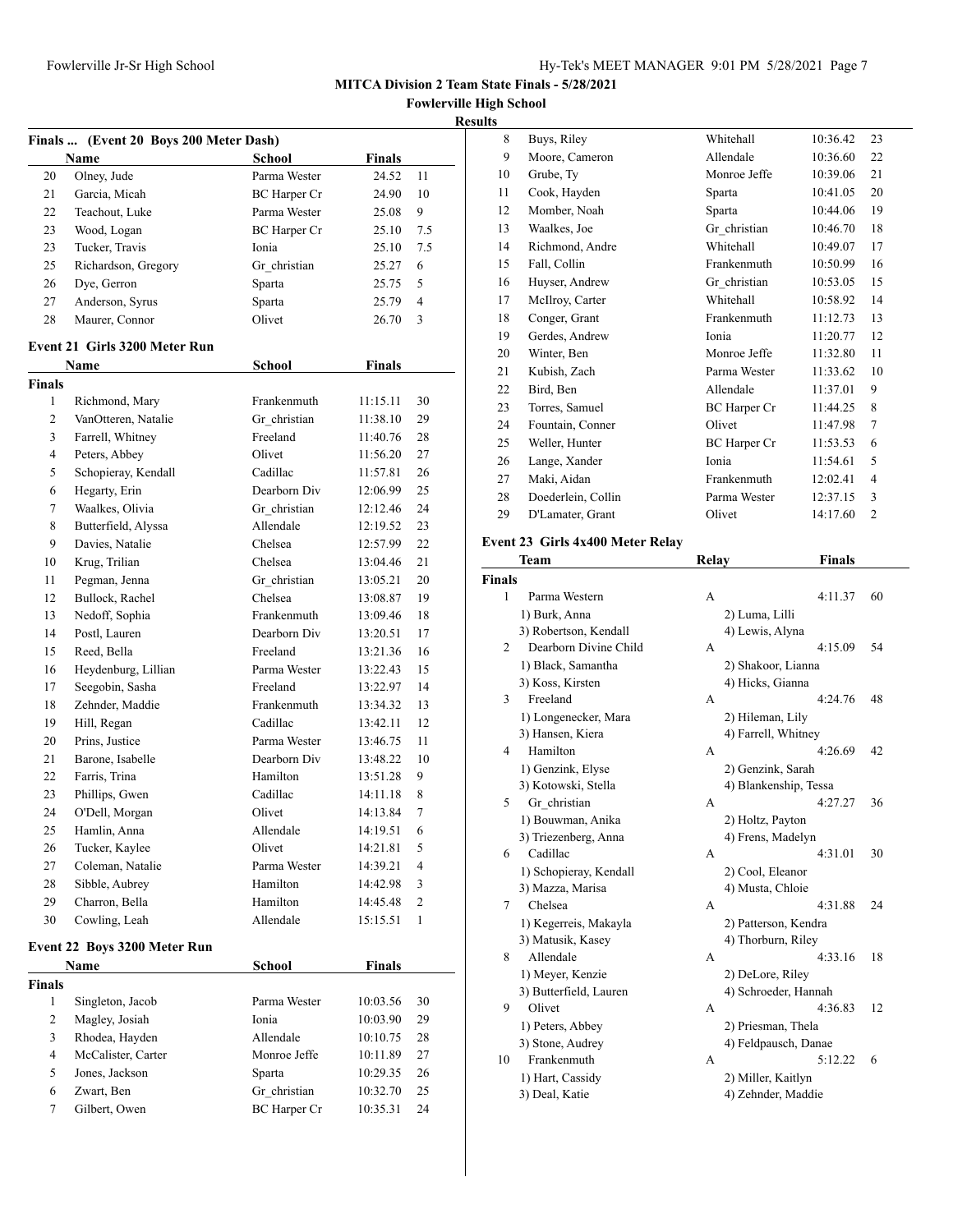**MITCA Division 2 Team State Finals - 5/28/2021**

**Fowlerville High School**

**Results**

### Finals ... (Event 20 Boys 200 Meter Dash)

| | Name | School | Finals | |
|---|---|---|---|---|
| 20 | Olney, Jude | Parma Wester | 24.52 | 11 |
| 21 | Garcia, Micah | BC Harper Cr | 24.90 | 10 |
| 22 | Teachout, Luke | Parma Wester | 25.08 | 9 |
| 23 | Wood, Logan | BC Harper Cr | 25.10 | 7.5 |
| 23 | Tucker, Travis | Ionia | 25.10 | 7.5 |
| 25 | Richardson, Gregory | Gr_christian | 25.27 | 6 |
| 26 | Dye, Gerron | Sparta | 25.75 | 5 |
| 27 | Anderson, Syrus | Sparta | 25.79 | 4 |
| 28 | Maurer, Connor | Olivet | 26.70 | 3 |

### Event 21 Girls 3200 Meter Run

| | Name | School | Finals | |
|---|---|---|---|---|
| **Finals** | | | | |
| 1 | Richmond, Mary | Frankenmuth | 11:15.11 | 30 |
| 2 | VanOtteren, Natalie | Gr_christian | 11:38.10 | 29 |
| 3 | Farrell, Whitney | Freeland | 11:40.76 | 28 |
| 4 | Peters, Abbey | Olivet | 11:56.20 | 27 |
| 5 | Schopieray, Kendall | Cadillac | 11:57.81 | 26 |
| 6 | Hegarty, Erin | Dearborn Div | 12:06.99 | 25 |
| 7 | Waalkes, Olivia | Gr_christian | 12:12.46 | 24 |
| 8 | Butterfield, Alyssa | Allendale | 12:19.52 | 23 |
| 9 | Davies, Natalie | Chelsea | 12:57.99 | 22 |
| 10 | Krug, Trilian | Chelsea | 13:04.46 | 21 |
| 11 | Pegman, Jenna | Gr_christian | 13:05.21 | 20 |
| 12 | Bullock, Rachel | Chelsea | 13:08.87 | 19 |
| 13 | Nedoff, Sophia | Frankenmuth | 13:09.46 | 18 |
| 14 | Postl, Lauren | Dearborn Div | 13:20.51 | 17 |
| 15 | Reed, Bella | Freeland | 13:21.36 | 16 |
| 16 | Heydenburg, Lillian | Parma Wester | 13:22.43 | 15 |
| 17 | Seegobin, Sasha | Freeland | 13:22.97 | 14 |
| 18 | Zehnder, Maddie | Frankenmuth | 13:34.32 | 13 |
| 19 | Hill, Regan | Cadillac | 13:42.11 | 12 |
| 20 | Prins, Justice | Parma Wester | 13:46.75 | 11 |
| 21 | Barone, Isabelle | Dearborn Div | 13:48.22 | 10 |
| 22 | Farris, Trina | Hamilton | 13:51.28 | 9 |
| 23 | Phillips, Gwen | Cadillac | 14:11.18 | 8 |
| 24 | O'Dell, Morgan | Olivet | 14:13.84 | 7 |
| 25 | Hamlin, Anna | Allendale | 14:19.51 | 6 |
| 26 | Tucker, Kaylee | Olivet | 14:21.81 | 5 |
| 27 | Coleman, Natalie | Parma Wester | 14:39.21 | 4 |
| 28 | Sibble, Aubrey | Hamilton | 14:42.98 | 3 |
| 29 | Charron, Bella | Hamilton | 14:45.48 | 2 |
| 30 | Cowling, Leah | Allendale | 15:15.51 | 1 |

### Event 22 Boys 3200 Meter Run

| | Name | School | Finals | |
|---|---|---|---|---|
| **Finals** | | | | |
| 1 | Singleton, Jacob | Parma Wester | 10:03.56 | 30 |
| 2 | Magley, Josiah | Ionia | 10:03.90 | 29 |
| 3 | Rhodea, Hayden | Allendale | 10:10.75 | 28 |
| 4 | McCalister, Carter | Monroe Jeffe | 10:11.89 | 27 |
| 5 | Jones, Jackson | Sparta | 10:29.35 | 26 |
| 6 | Zwart, Ben | Gr_christian | 10:32.70 | 25 |
| 7 | Gilbert, Owen | BC Harper Cr | 10:35.31 | 24 |
| 8 | Buys, Riley | Whitehall | 10:36.42 | 23 |
| 9 | Moore, Cameron | Allendale | 10:36.60 | 22 |
| 10 | Grube, Ty | Monroe Jeffe | 10:39.06 | 21 |
| 11 | Cook, Hayden | Sparta | 10:41.05 | 20 |
| 12 | Momber, Noah | Sparta | 10:44.06 | 19 |
| 13 | Waalkes, Joe | Gr_christian | 10:46.70 | 18 |
| 14 | Richmond, Andre | Whitehall | 10:49.07 | 17 |
| 15 | Fall, Collin | Frankenmuth | 10:50.99 | 16 |
| 16 | Huyser, Andrew | Gr_christian | 10:53.05 | 15 |
| 17 | McIlroy, Carter | Whitehall | 10:58.92 | 14 |
| 18 | Conger, Grant | Frankenmuth | 11:12.73 | 13 |
| 19 | Gerdes, Andrew | Ionia | 11:20.77 | 12 |
| 20 | Winter, Ben | Monroe Jeffe | 11:32.80 | 11 |
| 21 | Kubish, Zach | Parma Wester | 11:33.62 | 10 |
| 22 | Bird, Ben | Allendale | 11:37.01 | 9 |
| 23 | Torres, Samuel | BC Harper Cr | 11:44.25 | 8 |
| 24 | Fountain, Conner | Olivet | 11:47.98 | 7 |
| 25 | Weller, Hunter | BC Harper Cr | 11:53.53 | 6 |
| 26 | Lange, Xander | Ionia | 11:54.61 | 5 |
| 27 | Maki, Aidan | Frankenmuth | 12:02.41 | 4 |
| 28 | Doederlein, Collin | Parma Wester | 12:37.15 | 3 |
| 29 | D'Lamater, Grant | Olivet | 14:17.60 | 2 |

### Event 23 Girls 4x400 Meter Relay

| | Team | Relay | Finals | |
|---|---|---|---|---|
| **Finals** | | | | |
| 1 | Parma Western | A | 4:11.37 | 60 |
| | 1) Burk, Anna | 2) Luma, Lilli | | |
| | 3) Robertson, Kendall | 4) Lewis, Alyna | | |
| 2 | Dearborn Divine Child | A | 4:15.09 | 54 |
| | 1) Black, Samantha | 2) Shakoor, Lianna | | |
| | 3) Koss, Kirsten | 4) Hicks, Gianna | | |
| 3 | Freeland | A | 4:24.76 | 48 |
| | 1) Longenecker, Mara | 2) Hileman, Lily | | |
| | 3) Hansen, Kiera | 4) Farrell, Whitney | | |
| 4 | Hamilton | A | 4:26.69 | 42 |
| | 1) Genzink, Elyse | 2) Genzink, Sarah | | |
| | 3) Kotowski, Stella | 4) Blankenship, Tessa | | |
| 5 | Gr_christian | A | 4:27.27 | 36 |
| | 1) Bouwman, Anika | 2) Holtz, Payton | | |
| | 3) Triezenberg, Anna | 4) Frens, Madelyn | | |
| 6 | Cadillac | A | 4:31.01 | 30 |
| | 1) Schopieray, Kendall | 2) Cool, Eleanor | | |
| | 3) Mazza, Marisa | 4) Musta, Chloie | | |
| 7 | Chelsea | A | 4:31.88 | 24 |
| | 1) Kegerreis, Makayla | 2) Patterson, Kendra | | |
| | 3) Matusik, Kasey | 4) Thorburn, Riley | | |
| 8 | Allendale | A | 4:33.16 | 18 |
| | 1) Meyer, Kenzie | 2) DeLore, Riley | | |
| | 3) Butterfield, Lauren | 4) Schroeder, Hannah | | |
| 9 | Olivet | A | 4:36.83 | 12 |
| | 1) Peters, Abbey | 2) Priesman, Thela | | |
| | 3) Stone, Audrey | 4) Feldpausch, Danae | | |
| 10 | Frankenmuth | A | 5:12.22 | 6 |
| | 1) Hart, Cassidy | 2) Miller, Kaitlyn | | |
| | 3) Deal, Katie | 4) Zehnder, Maddie | | |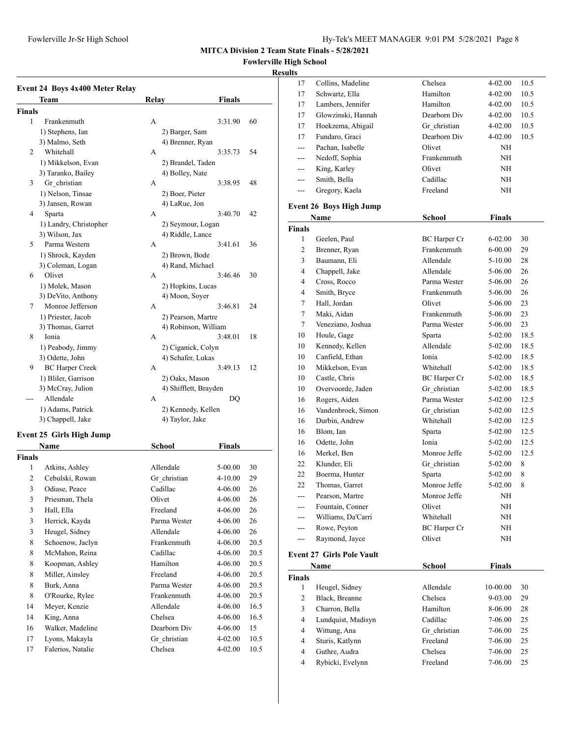**MITCA Division 2 Team State Finals - 5/28/2021**

**Fowlerville High School**

**Results**

### Event 24 Boys 4x400 Meter Relay

| | Team | Relay | Finals | |
|---|---|---|---|---|
| **Finals** | | | | |
| 1 | Frankenmuth | A | 3:31.90 | 60 |
| | 1) Stephens, Ian | 2) Barger, Sam | | |
| | 3) Malmo, Seth | 4) Brenner, Ryan | | |
| 2 | Whitehall | A | 3:35.73 | 54 |
| | 1) Mikkelson, Evan | 2) Brandel, Taden | | |
| | 3) Taranko, Bailey | 4) Bolley, Nate | | |
| 3 | Gr_christian | A | 3:38.95 | 48 |
| | 1) Nelson, Tinsae | 2) Boer, Pieter | | |
| | 3) Jansen, Rowan | 4) LaRue, Jon | | |
| 4 | Sparta | A | 3:40.70 | 42 |
| | 1) Landry, Christopher | 2) Seymour, Logan | | |
| | 3) Wilson, Jax | 4) Riddle, Lance | | |
| 5 | Parma Western | A | 3:41.61 | 36 |
| | 1) Shrock, Kayden | 2) Brown, Bode | | |
| | 3) Coleman, Logan | 4) Rand, Michael | | |
| 6 | Olivet | A | 3:46.46 | 30 |
| | 1) Molek, Mason | 2) Hopkins, Lucas | | |
| | 3) DeVito, Anthony | 4) Moon, Soyer | | |
| 7 | Monroe Jefferson | A | 3:46.81 | 24 |
| | 1) Priester, Jacob | 2) Pearson, Martre | | |
| | 3) Thomas, Garret | 4) Robinson, William | | |
| 8 | Ionia | A | 3:48.01 | 18 |
| | 1) Peabody, Jimmy | 2) Ciganick, Colyn | | |
| | 3) Odette, John | 4) Schafer, Lukas | | |
| 9 | BC Harper Creek | A | 3:49.13 | 12 |
| | 1) Bliler, Garrison | 2) Oaks, Mason | | |
| | 3) McCray, Julion | 4) Shifflett, Brayden | | |
| --- | Allendale | A | DQ | |
| | 1) Adams, Patrick | 2) Kennedy, Kellen | | |
| | 3) Chappell, Jake | 4) Taylor, Jake | | |

### Event 25 Girls High Jump

| | Name | School | Finals | |
|---|---|---|---|---|
| **Finals** | | | | |
| 1 | Atkins, Ashley | Allendale | 5-00.00 | 30 |
| 2 | Cebulski, Rowan | Gr_christian | 4-10.00 | 29 |
| 3 | Odiase, Peace | Cadillac | 4-06.00 | 26 |
| 3 | Priesman, Thela | Olivet | 4-06.00 | 26 |
| 3 | Hall, Ella | Freeland | 4-06.00 | 26 |
| 3 | Herrick, Kayda | Parma Wester | 4-06.00 | 26 |
| 3 | Heugel, Sidney | Allendale | 4-06.00 | 26 |
| 8 | Schoenow, Jaclyn | Frankenmuth | 4-06.00 | 20.5 |
| 8 | McMahon, Reina | Cadillac | 4-06.00 | 20.5 |
| 8 | Koopman, Ashley | Hamilton | 4-06.00 | 20.5 |
| 8 | Miller, Ainsley | Freeland | 4-06.00 | 20.5 |
| 8 | Burk, Anna | Parma Wester | 4-06.00 | 20.5 |
| 8 | O'Rourke, Rylee | Frankenmuth | 4-06.00 | 20.5 |
| 14 | Meyer, Kenzie | Allendale | 4-06.00 | 16.5 |
| 14 | King, Anna | Chelsea | 4-06.00 | 16.5 |
| 16 | Walker, Madeline | Dearborn Div | 4-06.00 | 15 |
| 17 | Lyons, Makayla | Gr_christian | 4-02.00 | 10.5 |
| 17 | Falerios, Natalie | Chelsea | 4-02.00 | 10.5 |
| 17 | Collins, Madeline | Chelsea | 4-02.00 | 10.5 |
| 17 | Schwartz, Ella | Hamilton | 4-02.00 | 10.5 |
| 17 | Lambers, Jennifer | Hamilton | 4-02.00 | 10.5 |
| 17 | Glowzinski, Hannah | Dearborn Div | 4-02.00 | 10.5 |
| 17 | Hoekzema, Abigail | Gr_christian | 4-02.00 | 10.5 |
| 17 | Fundaro, Graci | Dearborn Div | 4-02.00 | 10.5 |
| --- | Pachan, Isabelle | Olivet | NH | |
| --- | Nedoff, Sophia | Frankenmuth | NH | |
| --- | King, Karley | Olivet | NH | |
| --- | Smith, Bella | Cadillac | NH | |
| --- | Gregory, Kaela | Freeland | NH | |

### Event 26 Boys High Jump

| | Name | School | Finals | |
|---|---|---|---|---|
| **Finals** | | | | |
| 1 | Geelen, Paul | BC Harper Cr | 6-02.00 | 30 |
| 2 | Brenner, Ryan | Frankenmuth | 6-00.00 | 29 |
| 3 | Baumann, Eli | Allendale | 5-10.00 | 28 |
| 4 | Chappell, Jake | Allendale | 5-06.00 | 26 |
| 4 | Cross, Rocco | Parma Wester | 5-06.00 | 26 |
| 4 | Smith, Bryce | Frankenmuth | 5-06.00 | 26 |
| 7 | Hall, Jordan | Olivet | 5-06.00 | 23 |
| 7 | Maki, Aidan | Frankenmuth | 5-06.00 | 23 |
| 7 | Veneziano, Joshua | Parma Wester | 5-06.00 | 23 |
| 10 | Houle, Gage | Sparta | 5-02.00 | 18.5 |
| 10 | Kennedy, Kellen | Allendale | 5-02.00 | 18.5 |
| 10 | Canfield, Ethan | Ionia | 5-02.00 | 18.5 |
| 10 | Mikkelson, Evan | Whitehall | 5-02.00 | 18.5 |
| 10 | Castle, Chris | BC Harper Cr | 5-02.00 | 18.5 |
| 10 | Overvoorde, Jaden | Gr_christian | 5-02.00 | 18.5 |
| 16 | Rogers, Aiden | Parma Wester | 5-02.00 | 12.5 |
| 16 | Vandenbroek, Simon | Gr_christian | 5-02.00 | 12.5 |
| 16 | Durbin, Andrew | Whitehall | 5-02.00 | 12.5 |
| 16 | Blom, Ian | Sparta | 5-02.00 | 12.5 |
| 16 | Odette, John | Ionia | 5-02.00 | 12.5 |
| 16 | Merkel, Ben | Monroe Jeffe | 5-02.00 | 12.5 |
| 22 | Klunder, Eli | Gr_christian | 5-02.00 | 8 |
| 22 | Boerma, Hunter | Sparta | 5-02.00 | 8 |
| 22 | Thomas, Garret | Monroe Jeffe | 5-02.00 | 8 |
| --- | Pearson, Martre | Monroe Jeffe | NH | |
| --- | Fountain, Conner | Olivet | NH | |
| --- | Williams, Da'Carri | Whitehall | NH | |
| --- | Rowe, Peyton | BC Harper Cr | NH | |
| --- | Raymond, Jayce | Olivet | NH | |

### Event 27 Girls Pole Vault

| | Name | School | Finals | |
|---|---|---|---|---|
| **Finals** | | | | |
| 1 | Heugel, Sidney | Allendale | 10-00.00 | 30 |
| 2 | Black, Breanne | Chelsea | 9-03.00 | 29 |
| 3 | Charron, Bella | Hamilton | 8-06.00 | 28 |
| 4 | Lundquist, Madisyn | Cadillac | 7-06.00 | 25 |
| 4 | Wittung, Ana | Gr_christian | 7-06.00 | 25 |
| 4 | Sturis, Katlynn | Freeland | 7-06.00 | 25 |
| 4 | Guthre, Audra | Chelsea | 7-06.00 | 25 |
| 4 | Rybicki, Evelynn | Freeland | 7-06.00 | 25 |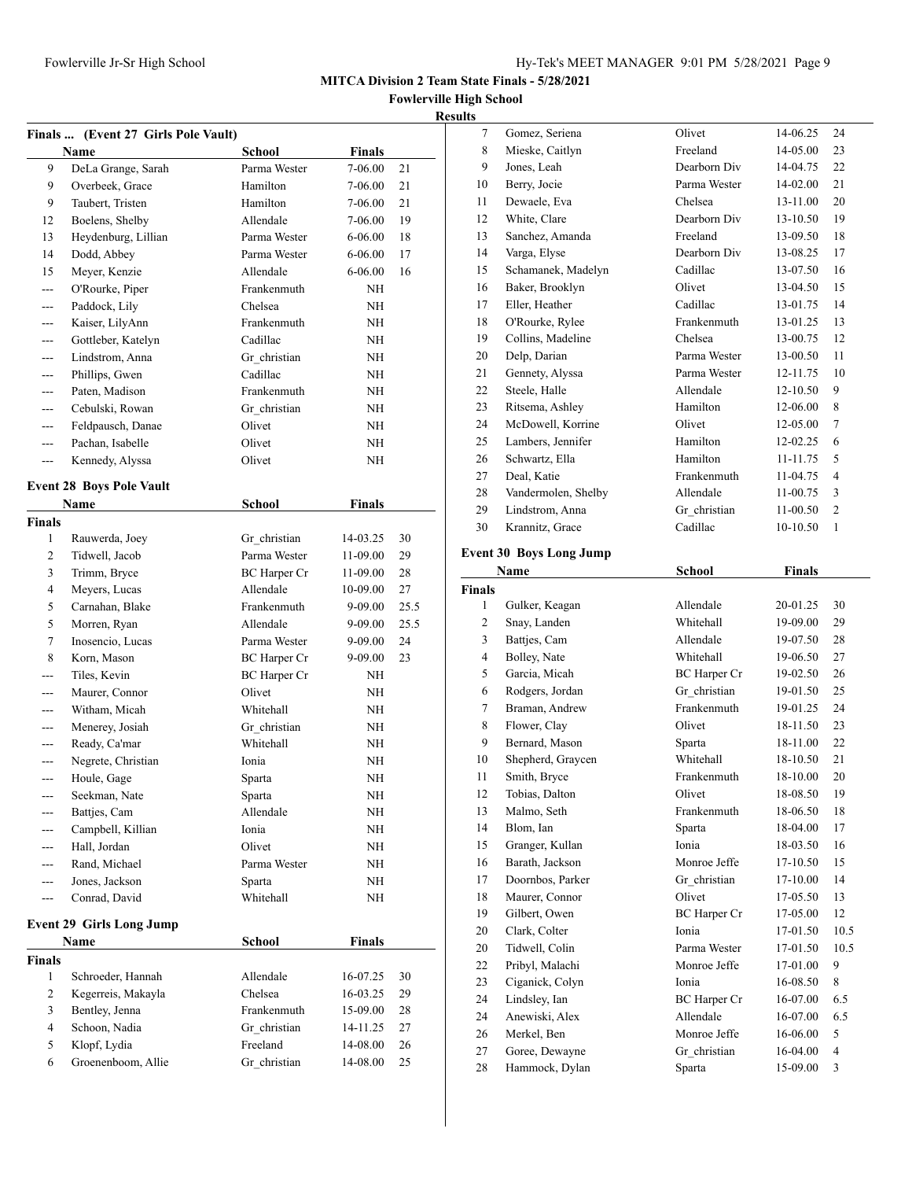**MITCA Division 2 Team State Finals - 5/28/2021**

**Fowlerville High School**

**Results**

### Finals ... (Event 27 Girls Pole Vault)

| | Name | School | Finals | |
|---|---|---|---|---|
| 9 | DeLa Grange, Sarah | Parma Wester | 7-06.00 | 21 |
| 9 | Overbeek, Grace | Hamilton | 7-06.00 | 21 |
| 9 | Taubert, Tristen | Hamilton | 7-06.00 | 21 |
| 12 | Boelens, Shelby | Allendale | 7-06.00 | 19 |
| 13 | Heydenburg, Lillian | Parma Wester | 6-06.00 | 18 |
| 14 | Dodd, Abbey | Parma Wester | 6-06.00 | 17 |
| 15 | Meyer, Kenzie | Allendale | 6-06.00 | 16 |
| --- | O'Rourke, Piper | Frankenmuth | NH | |
| --- | Paddock, Lily | Chelsea | NH | |
| --- | Kaiser, LilyAnn | Frankenmuth | NH | |
| --- | Gottleber, Katelyn | Cadillac | NH | |
| --- | Lindstrom, Anna | Gr_christian | NH | |
| --- | Phillips, Gwen | Cadillac | NH | |
| --- | Paten, Madison | Frankenmuth | NH | |
| --- | Cebulski, Rowan | Gr_christian | NH | |
| --- | Feldpausch, Danae | Olivet | NH | |
| --- | Pachan, Isabelle | Olivet | NH | |
| --- | Kennedy, Alyssa | Olivet | NH | |

### Event 28 Boys Pole Vault

| | Name | School | Finals | |
|---|---|---|---|---|
| **Finals** | | | | |
| 1 | Rauwerda, Joey | Gr_christian | 14-03.25 | 30 |
| 2 | Tidwell, Jacob | Parma Wester | 11-09.00 | 29 |
| 3 | Trimm, Bryce | BC Harper Cr | 11-09.00 | 28 |
| 4 | Meyers, Lucas | Allendale | 10-09.00 | 27 |
| 5 | Carnahan, Blake | Frankenmuth | 9-09.00 | 25.5 |
| 5 | Morren, Ryan | Allendale | 9-09.00 | 25.5 |
| 7 | Inosencio, Lucas | Parma Wester | 9-09.00 | 24 |
| 8 | Korn, Mason | BC Harper Cr | 9-09.00 | 23 |
| --- | Tiles, Kevin | BC Harper Cr | NH | |
| --- | Maurer, Connor | Olivet | NH | |
| --- | Witham, Micah | Whitehall | NH | |
| --- | Menerey, Josiah | Gr_christian | NH | |
| --- | Ready, Ca'mar | Whitehall | NH | |
| --- | Negrete, Christian | Ionia | NH | |
| --- | Houle, Gage | Sparta | NH | |
| --- | Seekman, Nate | Sparta | NH | |
| --- | Battjes, Cam | Allendale | NH | |
| --- | Campbell, Killian | Ionia | NH | |
| --- | Hall, Jordan | Olivet | NH | |
| --- | Rand, Michael | Parma Wester | NH | |
| --- | Jones, Jackson | Sparta | NH | |
| --- | Conrad, David | Whitehall | NH | |

### Event 29 Girls Long Jump

| | Name | School | Finals | |
|---|---|---|---|---|
| **Finals** | | | | |
| 1 | Schroeder, Hannah | Allendale | 16-07.25 | 30 |
| 2 | Kegerreis, Makayla | Chelsea | 16-03.25 | 29 |
| 3 | Bentley, Jenna | Frankenmuth | 15-09.00 | 28 |
| 4 | Schoon, Nadia | Gr_christian | 14-11.25 | 27 |
| 5 | Klopf, Lydia | Freeland | 14-08.00 | 26 |
| 6 | Groenenboom, Allie | Gr_christian | 14-08.00 | 25 |
| 7 | Gomez, Seriena | Olivet | 14-06.25 | 24 |
| 8 | Mieske, Caitlyn | Freeland | 14-05.00 | 23 |
| 9 | Jones, Leah | Dearborn Div | 14-04.75 | 22 |
| 10 | Berry, Jocie | Parma Wester | 14-02.00 | 21 |
| 11 | Dewaele, Eva | Chelsea | 13-11.00 | 20 |
| 12 | White, Clare | Dearborn Div | 13-10.50 | 19 |
| 13 | Sanchez, Amanda | Freeland | 13-09.50 | 18 |
| 14 | Varga, Elyse | Dearborn Div | 13-08.25 | 17 |
| 15 | Schamanek, Madelyn | Cadillac | 13-07.50 | 16 |
| 16 | Baker, Brooklyn | Olivet | 13-04.50 | 15 |
| 17 | Eller, Heather | Cadillac | 13-01.75 | 14 |
| 18 | O'Rourke, Rylee | Frankenmuth | 13-01.25 | 13 |
| 19 | Collins, Madeline | Chelsea | 13-00.75 | 12 |
| 20 | Delp, Darian | Parma Wester | 13-00.50 | 11 |
| 21 | Gennety, Alyssa | Parma Wester | 12-11.75 | 10 |
| 22 | Steele, Halle | Allendale | 12-10.50 | 9 |
| 23 | Ritsema, Ashley | Hamilton | 12-06.00 | 8 |
| 24 | McDowell, Korrine | Olivet | 12-05.00 | 7 |
| 25 | Lambers, Jennifer | Hamilton | 12-02.25 | 6 |
| 26 | Schwartz, Ella | Hamilton | 11-11.75 | 5 |
| 27 | Deal, Katie | Frankenmuth | 11-04.75 | 4 |
| 28 | Vandermolen, Shelby | Allendale | 11-00.75 | 3 |
| 29 | Lindstrom, Anna | Gr_christian | 11-00.50 | 2 |
| 30 | Krannitz, Grace | Cadillac | 10-10.50 | 1 |

### Event 30 Boys Long Jump

| | Name | School | Finals | |
|---|---|---|---|---|
| **Finals** | | | | |
| 1 | Gulker, Keagan | Allendale | 20-01.25 | 30 |
| 2 | Snay, Landen | Whitehall | 19-09.00 | 29 |
| 3 | Battjes, Cam | Allendale | 19-07.50 | 28 |
| 4 | Bolley, Nate | Whitehall | 19-06.50 | 27 |
| 5 | Garcia, Micah | BC Harper Cr | 19-02.50 | 26 |
| 6 | Rodgers, Jordan | Gr_christian | 19-01.50 | 25 |
| 7 | Braman, Andrew | Frankenmuth | 19-01.25 | 24 |
| 8 | Flower, Clay | Olivet | 18-11.50 | 23 |
| 9 | Bernard, Mason | Sparta | 18-11.00 | 22 |
| 10 | Shepherd, Graycen | Whitehall | 18-10.50 | 21 |
| 11 | Smith, Bryce | Frankenmuth | 18-10.00 | 20 |
| 12 | Tobias, Dalton | Olivet | 18-08.50 | 19 |
| 13 | Malmo, Seth | Frankenmuth | 18-06.50 | 18 |
| 14 | Blom, Ian | Sparta | 18-04.00 | 17 |
| 15 | Granger, Kullan | Ionia | 18-03.50 | 16 |
| 16 | Barath, Jackson | Monroe Jeffe | 17-10.50 | 15 |
| 17 | Doornbos, Parker | Gr_christian | 17-10.00 | 14 |
| 18 | Maurer, Connor | Olivet | 17-05.50 | 13 |
| 19 | Gilbert, Owen | BC Harper Cr | 17-05.00 | 12 |
| 20 | Clark, Colter | Ionia | 17-01.50 | 10.5 |
| 20 | Tidwell, Colin | Parma Wester | 17-01.50 | 10.5 |
| 22 | Pribyl, Malachi | Monroe Jeffe | 17-01.00 | 9 |
| 23 | Ciganick, Colyn | Ionia | 16-08.50 | 8 |
| 24 | Lindsley, Ian | BC Harper Cr | 16-07.00 | 6.5 |
| 24 | Anewiski, Alex | Allendale | 16-07.00 | 6.5 |
| 26 | Merkel, Ben | Monroe Jeffe | 16-06.00 | 5 |
| 27 | Goree, Dewayne | Gr_christian | 16-04.00 | 4 |
| 28 | Hammock, Dylan | Sparta | 15-09.00 | 3 |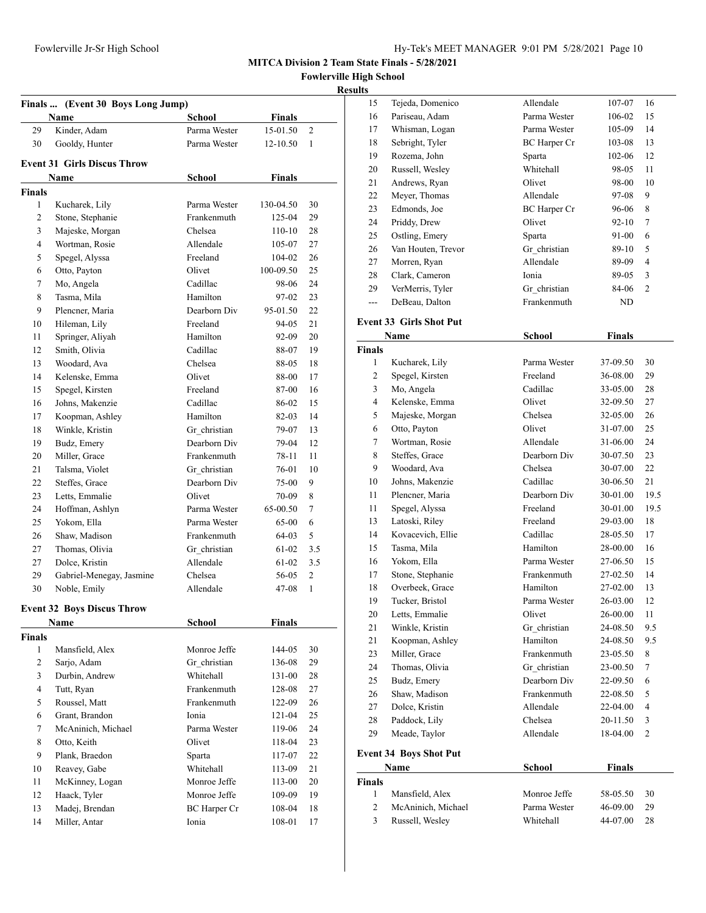**MITCA Division 2 Team State Finals - 5/28/2021**

**Fowlerville High School**

**Results**

### Finals ... (Event 30 Boys Long Jump)

| | Name | School | Finals | |
|---|---|---|---|---|
| 29 | Kinder, Adam | Parma Wester | 15-01.50 | 2 |
| 30 | Gooldy, Hunter | Parma Wester | 12-10.50 | 1 |

### Event 31 Girls Discus Throw

| | Name | School | Finals | |
|---|---|---|---|---|
| **Finals** | | | | |
| 1 | Kucharek, Lily | Parma Wester | 130-04.50 | 30 |
| 2 | Stone, Stephanie | Frankenmuth | 125-04 | 29 |
| 3 | Majeske, Morgan | Chelsea | 110-10 | 28 |
| 4 | Wortman, Rosie | Allendale | 105-07 | 27 |
| 5 | Spegel, Alyssa | Freeland | 104-02 | 26 |
| 6 | Otto, Payton | Olivet | 100-09.50 | 25 |
| 7 | Mo, Angela | Cadillac | 98-06 | 24 |
| 8 | Tasma, Mila | Hamilton | 97-02 | 23 |
| 9 | Plencner, Maria | Dearborn Div | 95-01.50 | 22 |
| 10 | Hileman, Lily | Freeland | 94-05 | 21 |
| 11 | Springer, Aliyah | Hamilton | 92-09 | 20 |
| 12 | Smith, Olivia | Cadillac | 88-07 | 19 |
| 13 | Woodard, Ava | Chelsea | 88-05 | 18 |
| 14 | Kelenske, Emma | Olivet | 88-00 | 17 |
| 15 | Spegel, Kirsten | Freeland | 87-00 | 16 |
| 16 | Johns, Makenzie | Cadillac | 86-02 | 15 |
| 17 | Koopman, Ashley | Hamilton | 82-03 | 14 |
| 18 | Winkle, Kristin | Gr_christian | 79-07 | 13 |
| 19 | Budz, Emery | Dearborn Div | 79-04 | 12 |
| 20 | Miller, Grace | Frankenmuth | 78-11 | 11 |
| 21 | Talsma, Violet | Gr_christian | 76-01 | 10 |
| 22 | Steffes, Grace | Dearborn Div | 75-00 | 9 |
| 23 | Letts, Emmalie | Olivet | 70-09 | 8 |
| 24 | Hoffman, Ashlyn | Parma Wester | 65-00.50 | 7 |
| 25 | Yokom, Ella | Parma Wester | 65-00 | 6 |
| 26 | Shaw, Madison | Frankenmuth | 64-03 | 5 |
| 27 | Thomas, Olivia | Gr_christian | 61-02 | 3.5 |
| 27 | Dolce, Kristin | Allendale | 61-02 | 3.5 |
| 29 | Gabriel-Menegay, Jasmine | Chelsea | 56-05 | 2 |
| 30 | Noble, Emily | Allendale | 47-08 | 1 |

### Event 32 Boys Discus Throw

| | Name | School | Finals | |
|---|---|---|---|---|
| **Finals** | | | | |
| 1 | Mansfield, Alex | Monroe Jeffe | 144-05 | 30 |
| 2 | Sarjo, Adam | Gr_christian | 136-08 | 29 |
| 3 | Durbin, Andrew | Whitehall | 131-00 | 28 |
| 4 | Tutt, Ryan | Frankenmuth | 128-08 | 27 |
| 5 | Roussel, Matt | Frankenmuth | 122-09 | 26 |
| 6 | Grant, Brandon | Ionia | 121-04 | 25 |
| 7 | McAninich, Michael | Parma Wester | 119-06 | 24 |
| 8 | Otto, Keith | Olivet | 118-04 | 23 |
| 9 | Plank, Braedon | Sparta | 117-07 | 22 |
| 10 | Reavey, Gabe | Whitehall | 113-09 | 21 |
| 11 | McKinney, Logan | Monroe Jeffe | 113-00 | 20 |
| 12 | Haack, Tyler | Monroe Jeffe | 109-09 | 19 |
| 13 | Madej, Brendan | BC Harper Cr | 108-04 | 18 |
| 14 | Miller, Antar | Ionia | 108-01 | 17 |
| 15 | Tejeda, Domenico | Allendale | 107-07 | 16 |
| 16 | Pariseau, Adam | Parma Wester | 106-02 | 15 |
| 17 | Whisman, Logan | Parma Wester | 105-09 | 14 |
| 18 | Sebright, Tyler | BC Harper Cr | 103-08 | 13 |
| 19 | Rozema, John | Sparta | 102-06 | 12 |
| 20 | Russell, Wesley | Whitehall | 98-05 | 11 |
| 21 | Andrews, Ryan | Olivet | 98-00 | 10 |
| 22 | Meyer, Thomas | Allendale | 97-08 | 9 |
| 23 | Edmonds, Joe | BC Harper Cr | 96-06 | 8 |
| 24 | Priddy, Drew | Olivet | 92-10 | 7 |
| 25 | Ostling, Emery | Sparta | 91-00 | 6 |
| 26 | Van Houten, Trevor | Gr_christian | 89-10 | 5 |
| 27 | Morren, Ryan | Allendale | 89-09 | 4 |
| 28 | Clark, Cameron | Ionia | 89-05 | 3 |
| 29 | VerMerris, Tyler | Gr_christian | 84-06 | 2 |
| --- | DeBeau, Dalton | Frankenmuth | ND | |

### Event 33 Girls Shot Put

| | Name | School | Finals | |
|---|---|---|---|---|
| **Finals** | | | | |
| 1 | Kucharek, Lily | Parma Wester | 37-09.50 | 30 |
| 2 | Spegel, Kirsten | Freeland | 36-08.00 | 29 |
| 3 | Mo, Angela | Cadillac | 33-05.00 | 28 |
| 4 | Kelenske, Emma | Olivet | 32-09.50 | 27 |
| 5 | Majeske, Morgan | Chelsea | 32-05.00 | 26 |
| 6 | Otto, Payton | Olivet | 31-07.00 | 25 |
| 7 | Wortman, Rosie | Allendale | 31-06.00 | 24 |
| 8 | Steffes, Grace | Dearborn Div | 30-07.50 | 23 |
| 9 | Woodard, Ava | Chelsea | 30-07.00 | 22 |
| 10 | Johns, Makenzie | Cadillac | 30-06.50 | 21 |
| 11 | Plencner, Maria | Dearborn Div | 30-01.00 | 19.5 |
| 11 | Spegel, Alyssa | Freeland | 30-01.00 | 19.5 |
| 13 | Latoski, Riley | Freeland | 29-03.00 | 18 |
| 14 | Kovacevich, Ellie | Cadillac | 28-05.50 | 17 |
| 15 | Tasma, Mila | Hamilton | 28-00.00 | 16 |
| 16 | Yokom, Ella | Parma Wester | 27-06.50 | 15 |
| 17 | Stone, Stephanie | Frankenmuth | 27-02.50 | 14 |
| 18 | Overbeek, Grace | Hamilton | 27-02.00 | 13 |
| 19 | Tucker, Bristol | Parma Wester | 26-03.00 | 12 |
| 20 | Letts, Emmalie | Olivet | 26-00.00 | 11 |
| 21 | Winkle, Kristin | Gr_christian | 24-08.50 | 9.5 |
| 21 | Koopman, Ashley | Hamilton | 24-08.50 | 9.5 |
| 23 | Miller, Grace | Frankenmuth | 23-05.50 | 8 |
| 24 | Thomas, Olivia | Gr_christian | 23-00.50 | 7 |
| 25 | Budz, Emery | Dearborn Div | 22-09.50 | 6 |
| 26 | Shaw, Madison | Frankenmuth | 22-08.50 | 5 |
| 27 | Dolce, Kristin | Allendale | 22-04.00 | 4 |
| 28 | Paddock, Lily | Chelsea | 20-11.50 | 3 |
| 29 | Meade, Taylor | Allendale | 18-04.00 | 2 |

### Event 34 Boys Shot Put

| | Name | School | Finals | |
|---|---|---|---|---|
| **Finals** | | | | |
| 1 | Mansfield, Alex | Monroe Jeffe | 58-05.50 | 30 |
| 2 | McAninich, Michael | Parma Wester | 46-09.00 | 29 |
| 3 | Russell, Wesley | Whitehall | 44-07.00 | 28 |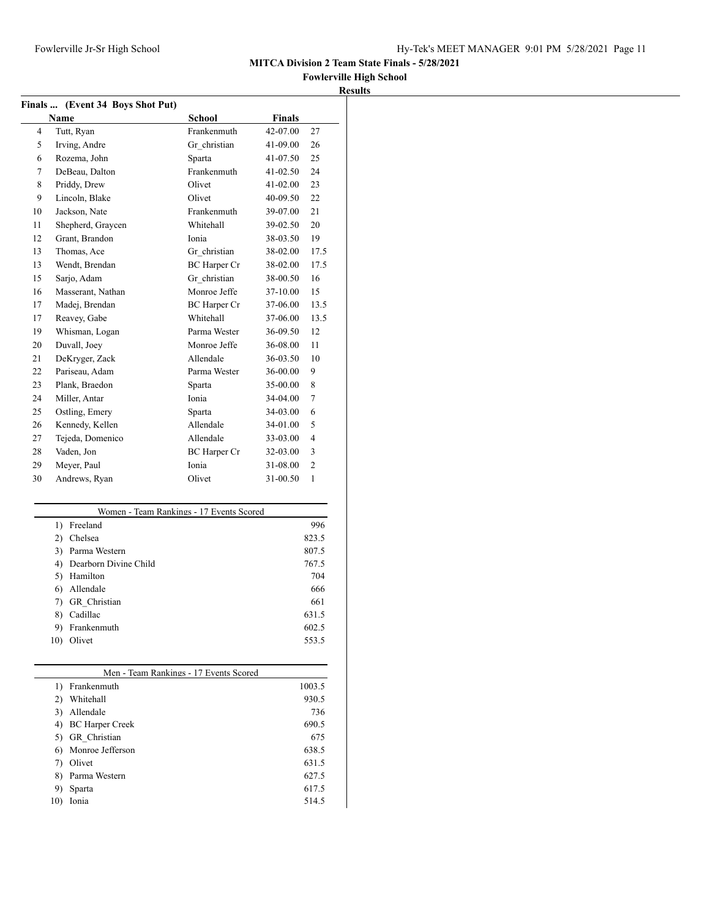**MITCA Division 2 Team State Finals - 5/28/2021**

**Fowlerville High School**

**Results**

**Finals ... (Event 34 Boys Shot Put)**

| | Name | School | Finals | |
|---|---|---|---|---|
| 4 | Tutt, Ryan | Frankenmuth | 42-07.00 | 27 |
| 5 | Irving, Andre | Gr_christian | 41-09.00 | 26 |
| 6 | Rozema, John | Sparta | 41-07.50 | 25 |
| 7 | DeBeau, Dalton | Frankenmuth | 41-02.50 | 24 |
| 8 | Priddy, Drew | Olivet | 41-02.00 | 23 |
| 9 | Lincoln, Blake | Olivet | 40-09.50 | 22 |
| 10 | Jackson, Nate | Frankenmuth | 39-07.00 | 21 |
| 11 | Shepherd, Graycen | Whitehall | 39-02.50 | 20 |
| 12 | Grant, Brandon | Ionia | 38-03.50 | 19 |
| 13 | Thomas, Ace | Gr_christian | 38-02.00 | 17.5 |
| 13 | Wendt, Brendan | BC Harper Cr | 38-02.00 | 17.5 |
| 15 | Sarjo, Adam | Gr_christian | 38-00.50 | 16 |
| 16 | Masserant, Nathan | Monroe Jeffe | 37-10.00 | 15 |
| 17 | Madej, Brendan | BC Harper Cr | 37-06.00 | 13.5 |
| 17 | Reavey, Gabe | Whitehall | 37-06.00 | 13.5 |
| 19 | Whisman, Logan | Parma Wester | 36-09.50 | 12 |
| 20 | Duvall, Joey | Monroe Jeffe | 36-08.00 | 11 |
| 21 | DeKryger, Zack | Allendale | 36-03.50 | 10 |
| 22 | Pariseau, Adam | Parma Wester | 36-00.00 | 9 |
| 23 | Plank, Braedon | Sparta | 35-00.00 | 8 |
| 24 | Miller, Antar | Ionia | 34-04.00 | 7 |
| 25 | Ostling, Emery | Sparta | 34-03.00 | 6 |
| 26 | Kennedy, Kellen | Allendale | 34-01.00 | 5 |
| 27 | Tejeda, Domenico | Allendale | 33-03.00 | 4 |
| 28 | Vaden, Jon | BC Harper Cr | 32-03.00 | 3 |
| 29 | Meyer, Paul | Ionia | 31-08.00 | 2 |
| 30 | Andrews, Ryan | Olivet | 31-00.50 | 1 |

**Women - Team Rankings - 17 Events Scored**

| | | |
|---|---|---|
| 1) | Freeland | 996 |
| 2) | Chelsea | 823.5 |
| 3) | Parma Western | 807.5 |
| 4) | Dearborn Divine Child | 767.5 |
| 5) | Hamilton | 704 |
| 6) | Allendale | 666 |
| 7) | GR_Christian | 661 |
| 8) | Cadillac | 631.5 |
| 9) | Frankenmuth | 602.5 |
| 10) | Olivet | 553.5 |

**Men - Team Rankings - 17 Events Scored**

| | | |
|---|---|---|
| 1) | Frankenmuth | 1003.5 |
| 2) | Whitehall | 930.5 |
| 3) | Allendale | 736 |
| 4) | BC Harper Creek | 690.5 |
| 5) | GR_Christian | 675 |
| 6) | Monroe Jefferson | 638.5 |
| 7) | Olivet | 631.5 |
| 8) | Parma Western | 627.5 |
| 9) | Sparta | 617.5 |
| 10) | Ionia | 514.5 |